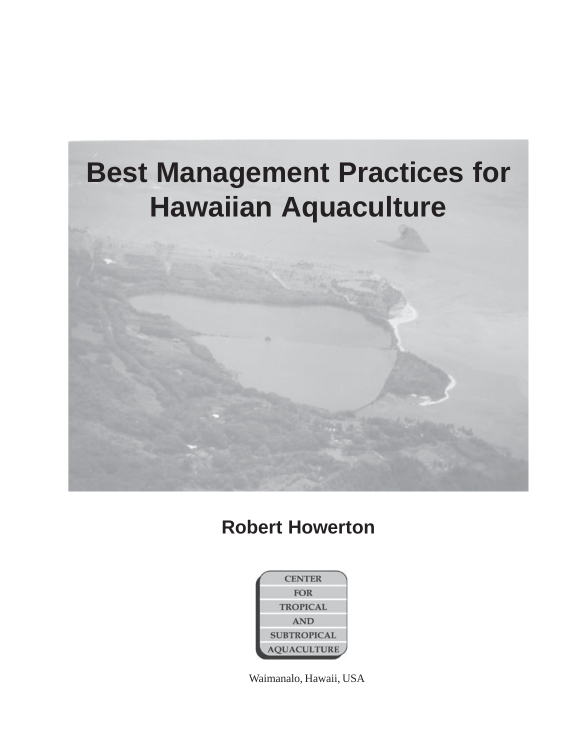# Best Management Practices for Hawaiian Aquaculture

**Robert Howerton**

CENTER
FOR
TROPICAL
AND
SUBTROPICAL
AQUACULTURE

Waimanalo, Hawaii, USA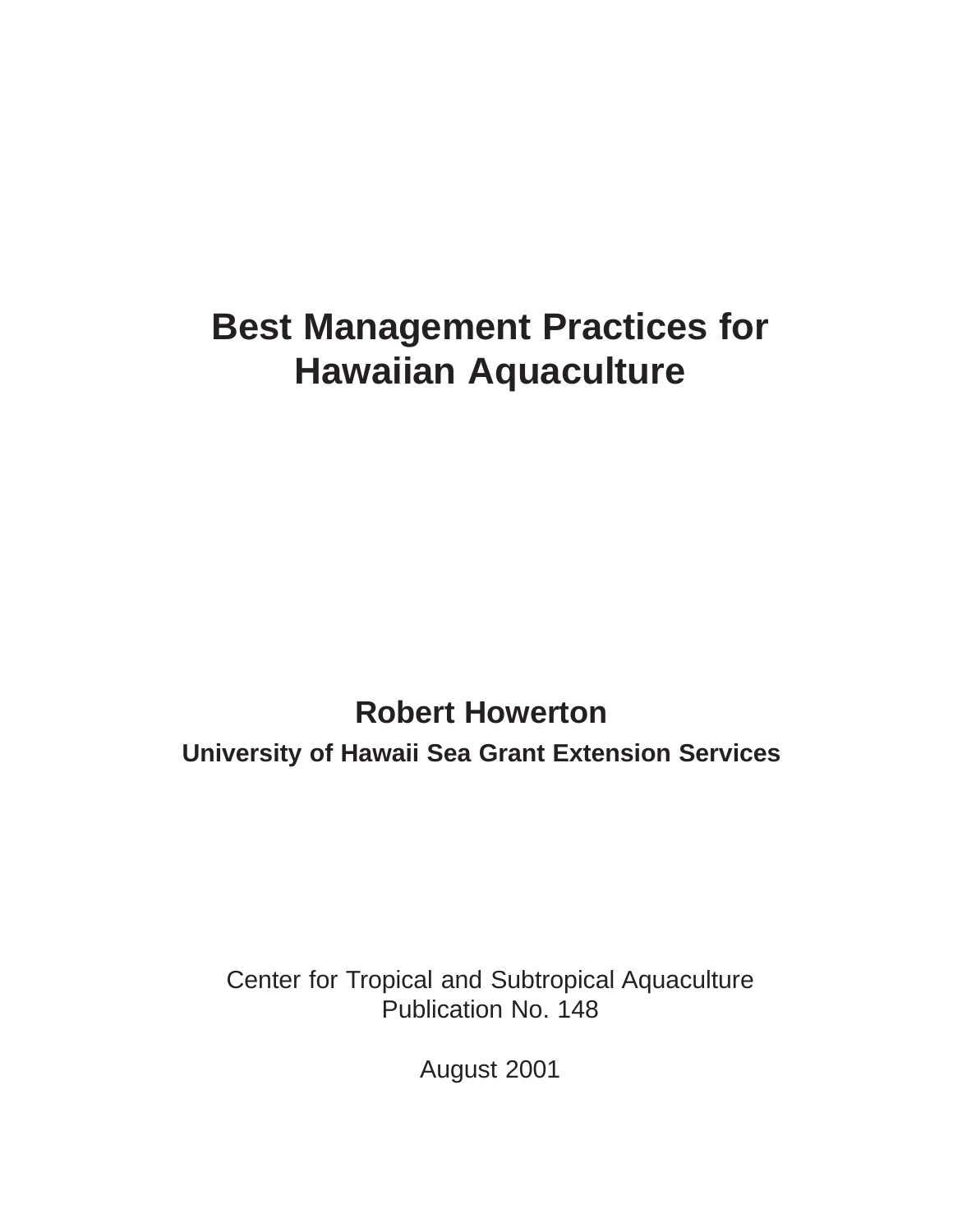# Best Management Practices for Hawaiian Aquaculture

**Robert Howerton**

**University of Hawaii Sea Grant Extension Services**

Center for Tropical and Subtropical Aquaculture
Publication No. 148

August 2001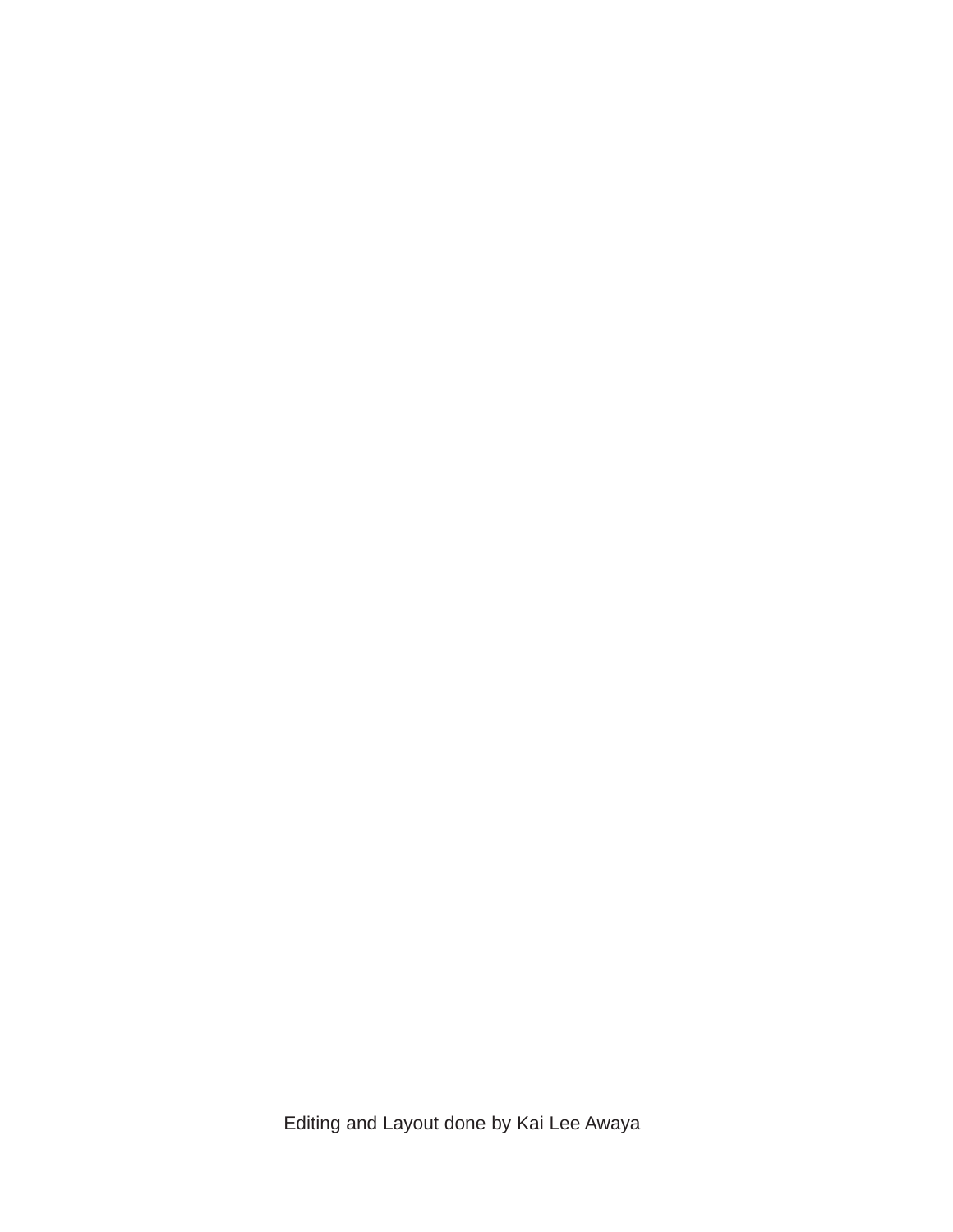Editing and Layout done by Kai Lee Awaya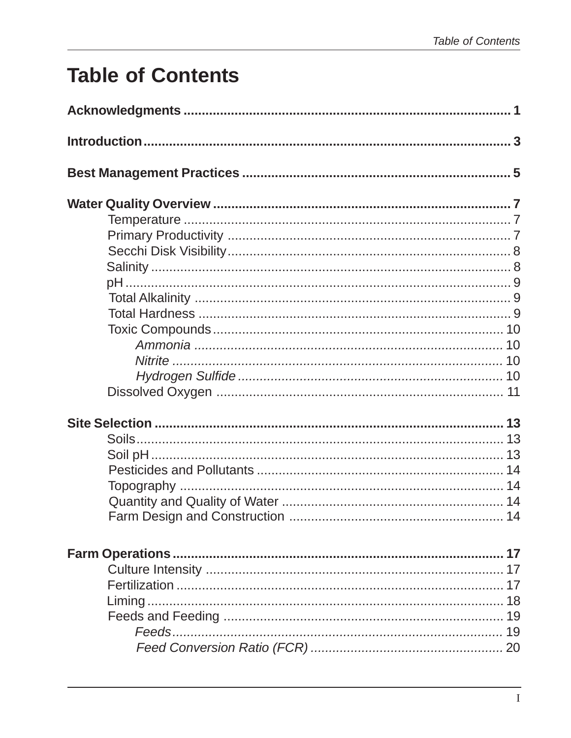# Table of Contents

**Acknowledgments** ........................................................................................ 1

**Introduction** .................................................................................................. 3

**Best Management Practices** ....................................................................... 5

**Water Quality Overview** ............................................................................... 7
- Temperature ............................................................................................ 7
- Primary Productivity ................................................................................ 7
- Secchi Disk Visibility ............................................................................... 8
- Salinity ..................................................................................................... 8
- pH ............................................................................................................ 9
- Total Alkalinity ......................................................................................... 9
- Total Hardness ........................................................................................ 9
- Toxic Compounds .................................................................................. 10
  - *Ammonia* ......................................................................................... 10
  - *Nitrite* .............................................................................................. 10
  - *Hydrogen Sulfide* ............................................................................ 10
- Dissolved Oxygen .................................................................................. 11

**Site Selection** ............................................................................................... 13
- Soils ........................................................................................................ 13
- Soil pH ................................................................................................... 13
- Pesticides and Pollutants ....................................................................... 14
- Topography ............................................................................................ 14
- Quantity and Quality of Water ............................................................... 14
- Farm Design and Construction .............................................................. 14

**Farm Operations** .......................................................................................... 17
- Culture Intensity ..................................................................................... 17
- Fertilization ............................................................................................ 17
- Liming .................................................................................................... 18
- Feeds and Feeding ................................................................................ 19
  - *Feeds* ............................................................................................... 19
  - *Feed Conversion Ratio (FCR)* ......................................................... 20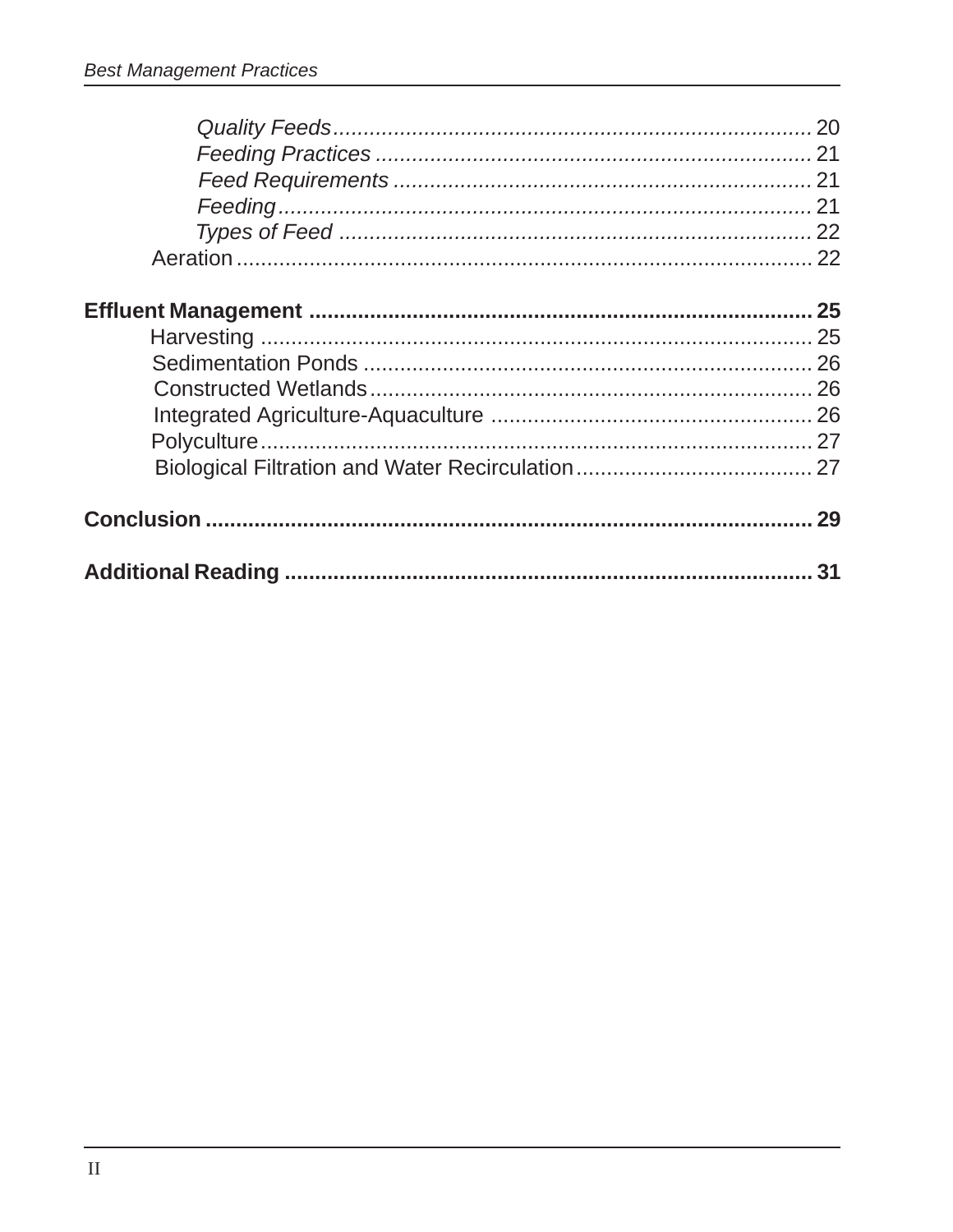*Quality Feeds* ........................................................................ 20
*Feeding Practices* ................................................................... 21
*Feed Requirements* ................................................................ 21
*Feeding* ................................................................................. 21
*Types of Feed* ........................................................................ 22
Aeration ........................................................................................ 22

**Effluent Management** ................................................................... **25**
Harvesting ..................................................................................... 25
Sedimentation Ponds .................................................................... 26
Constructed Wetlands ................................................................... 26
Integrated Agriculture-Aquaculture ............................................... 26
Polyculture ..................................................................................... 27
Biological Filtration and Water Recirculation ................................. 27

**Conclusion** ...................................................................................... **29**

**Additional Reading** .......................................................................... **31**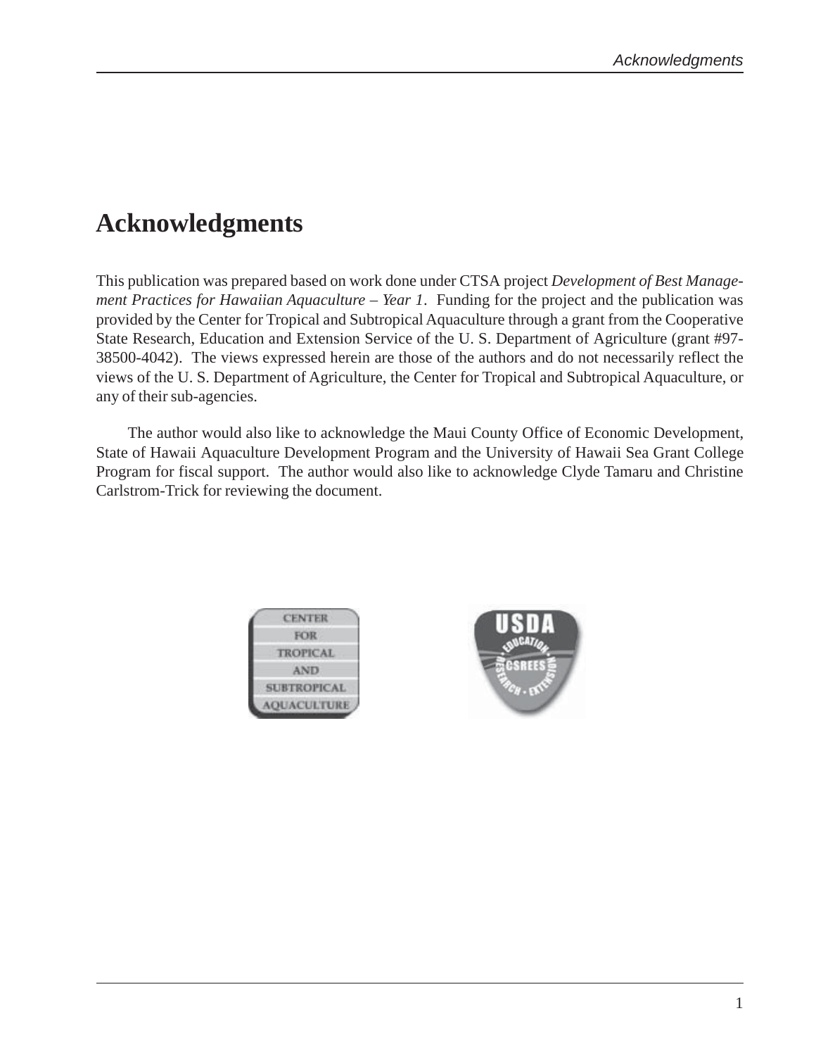# Acknowledgments

This publication was prepared based on work done under CTSA project *Development of Best Management Practices for Hawaiian Aquaculture – Year 1*. Funding for the project and the publication was provided by the Center for Tropical and Subtropical Aquaculture through a grant from the Cooperative State Research, Education and Extension Service of the U. S. Department of Agriculture (grant #97-38500-4042). The views expressed herein are those of the authors and do not necessarily reflect the views of the U. S. Department of Agriculture, the Center for Tropical and Subtropical Aquaculture, or any of their sub-agencies.

The author would also like to acknowledge the Maui County Office of Economic Development, State of Hawaii Aquaculture Development Program and the University of Hawaii Sea Grant College Program for fiscal support. The author would also like to acknowledge Clyde Tamaru and Christine Carlstrom-Trick for reviewing the document.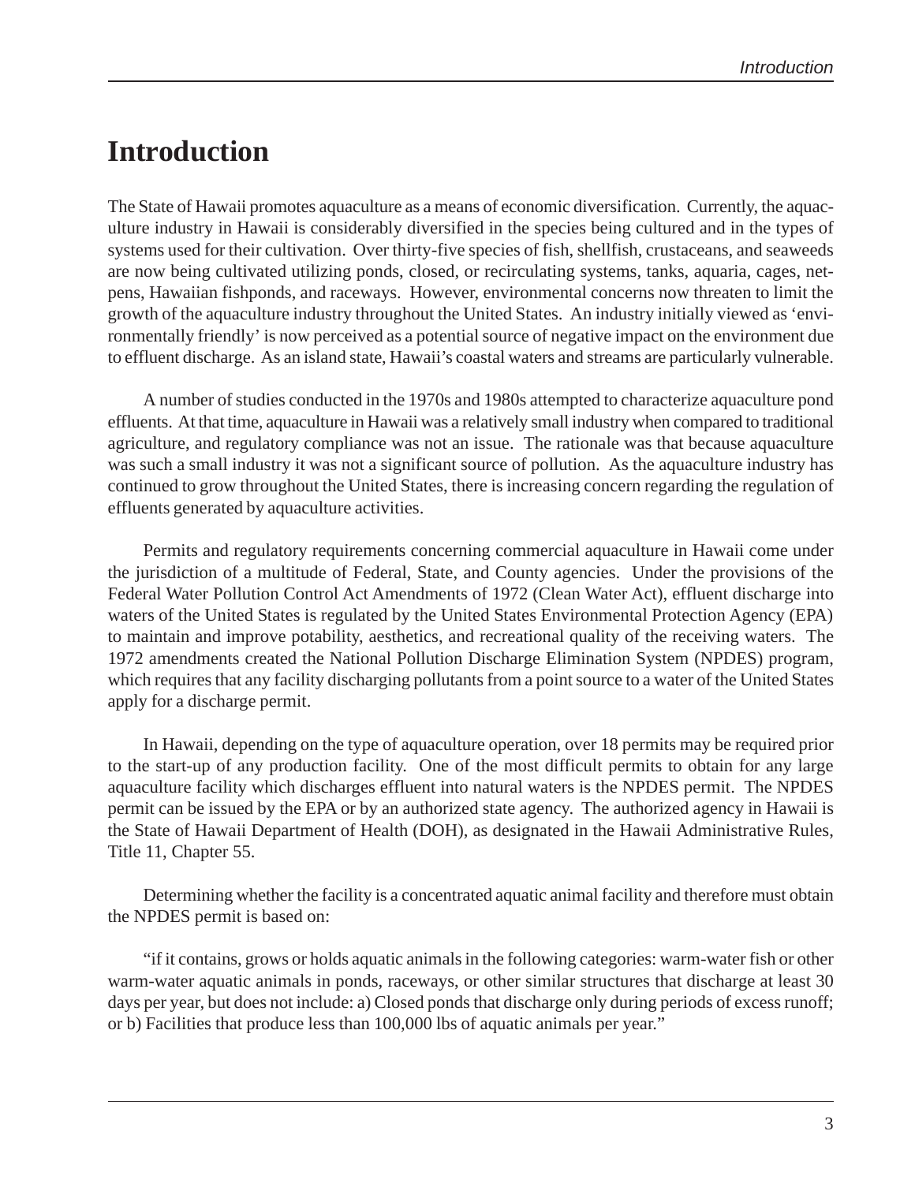# Introduction

The State of Hawaii promotes aquaculture as a means of economic diversification. Currently, the aquaculture industry in Hawaii is considerably diversified in the species being cultured and in the types of systems used for their cultivation. Over thirty-five species of fish, shellfish, crustaceans, and seaweeds are now being cultivated utilizing ponds, closed, or recirculating systems, tanks, aquaria, cages, net-pens, Hawaiian fishponds, and raceways. However, environmental concerns now threaten to limit the growth of the aquaculture industry throughout the United States. An industry initially viewed as 'environmentally friendly' is now perceived as a potential source of negative impact on the environment due to effluent discharge. As an island state, Hawaii's coastal waters and streams are particularly vulnerable.

A number of studies conducted in the 1970s and 1980s attempted to characterize aquaculture pond effluents. At that time, aquaculture in Hawaii was a relatively small industry when compared to traditional agriculture, and regulatory compliance was not an issue. The rationale was that because aquaculture was such a small industry it was not a significant source of pollution. As the aquaculture industry has continued to grow throughout the United States, there is increasing concern regarding the regulation of effluents generated by aquaculture activities.

Permits and regulatory requirements concerning commercial aquaculture in Hawaii come under the jurisdiction of a multitude of Federal, State, and County agencies. Under the provisions of the Federal Water Pollution Control Act Amendments of 1972 (Clean Water Act), effluent discharge into waters of the United States is regulated by the United States Environmental Protection Agency (EPA) to maintain and improve potability, aesthetics, and recreational quality of the receiving waters. The 1972 amendments created the National Pollution Discharge Elimination System (NPDES) program, which requires that any facility discharging pollutants from a point source to a water of the United States apply for a discharge permit.

In Hawaii, depending on the type of aquaculture operation, over 18 permits may be required prior to the start-up of any production facility. One of the most difficult permits to obtain for any large aquaculture facility which discharges effluent into natural waters is the NPDES permit. The NPDES permit can be issued by the EPA or by an authorized state agency. The authorized agency in Hawaii is the State of Hawaii Department of Health (DOH), as designated in the Hawaii Administrative Rules, Title 11, Chapter 55.

Determining whether the facility is a concentrated aquatic animal facility and therefore must obtain the NPDES permit is based on:

"if it contains, grows or holds aquatic animals in the following categories: warm-water fish or other warm-water aquatic animals in ponds, raceways, or other similar structures that discharge at least 30 days per year, but does not include: a) Closed ponds that discharge only during periods of excess runoff; or b) Facilities that produce less than 100,000 lbs of aquatic animals per year."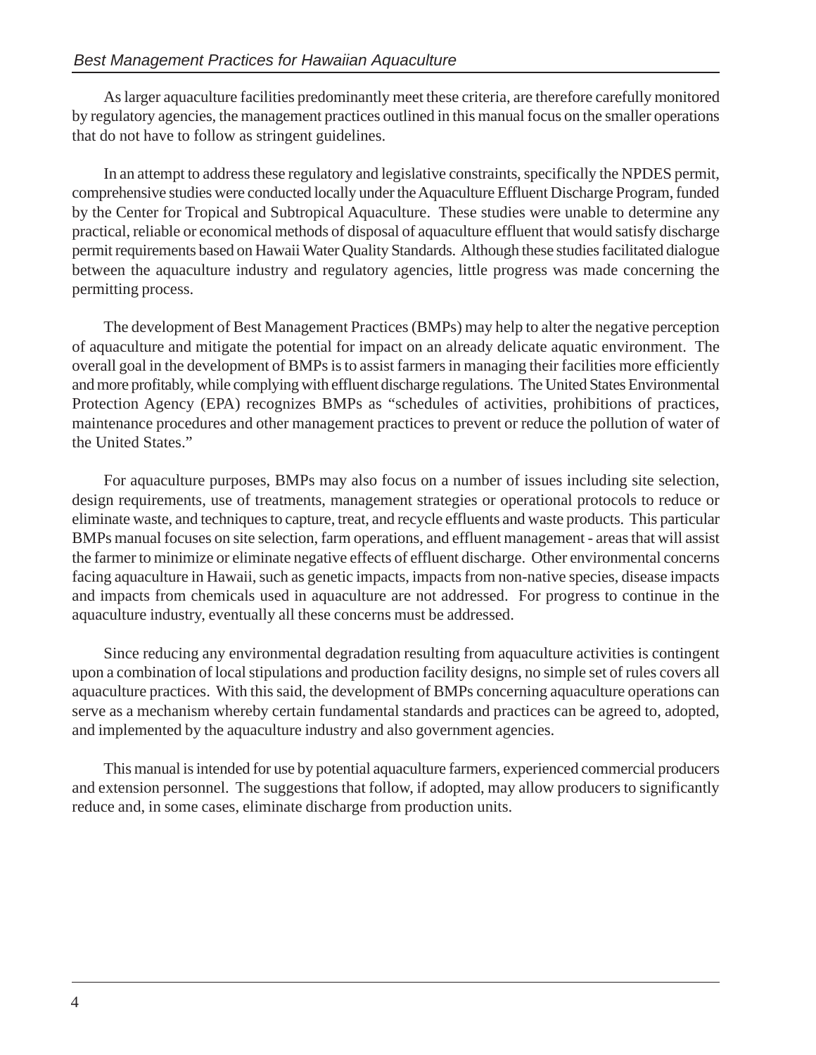As larger aquaculture facilities predominantly meet these criteria, are therefore carefully monitored by regulatory agencies, the management practices outlined in this manual focus on the smaller operations that do not have to follow as stringent guidelines.

In an attempt to address these regulatory and legislative constraints, specifically the NPDES permit, comprehensive studies were conducted locally under the Aquaculture Effluent Discharge Program, funded by the Center for Tropical and Subtropical Aquaculture. These studies were unable to determine any practical, reliable or economical methods of disposal of aquaculture effluent that would satisfy discharge permit requirements based on Hawaii Water Quality Standards. Although these studies facilitated dialogue between the aquaculture industry and regulatory agencies, little progress was made concerning the permitting process.

The development of Best Management Practices (BMPs) may help to alter the negative perception of aquaculture and mitigate the potential for impact on an already delicate aquatic environment. The overall goal in the development of BMPs is to assist farmers in managing their facilities more efficiently and more profitably, while complying with effluent discharge regulations. The United States Environmental Protection Agency (EPA) recognizes BMPs as "schedules of activities, prohibitions of practices, maintenance procedures and other management practices to prevent or reduce the pollution of water of the United States."

For aquaculture purposes, BMPs may also focus on a number of issues including site selection, design requirements, use of treatments, management strategies or operational protocols to reduce or eliminate waste, and techniques to capture, treat, and recycle effluents and waste products. This particular BMPs manual focuses on site selection, farm operations, and effluent management - areas that will assist the farmer to minimize or eliminate negative effects of effluent discharge. Other environmental concerns facing aquaculture in Hawaii, such as genetic impacts, impacts from non-native species, disease impacts and impacts from chemicals used in aquaculture are not addressed. For progress to continue in the aquaculture industry, eventually all these concerns must be addressed.

Since reducing any environmental degradation resulting from aquaculture activities is contingent upon a combination of local stipulations and production facility designs, no simple set of rules covers all aquaculture practices. With this said, the development of BMPs concerning aquaculture operations can serve as a mechanism whereby certain fundamental standards and practices can be agreed to, adopted, and implemented by the aquaculture industry and also government agencies.

This manual is intended for use by potential aquaculture farmers, experienced commercial producers and extension personnel. The suggestions that follow, if adopted, may allow producers to significantly reduce and, in some cases, eliminate discharge from production units.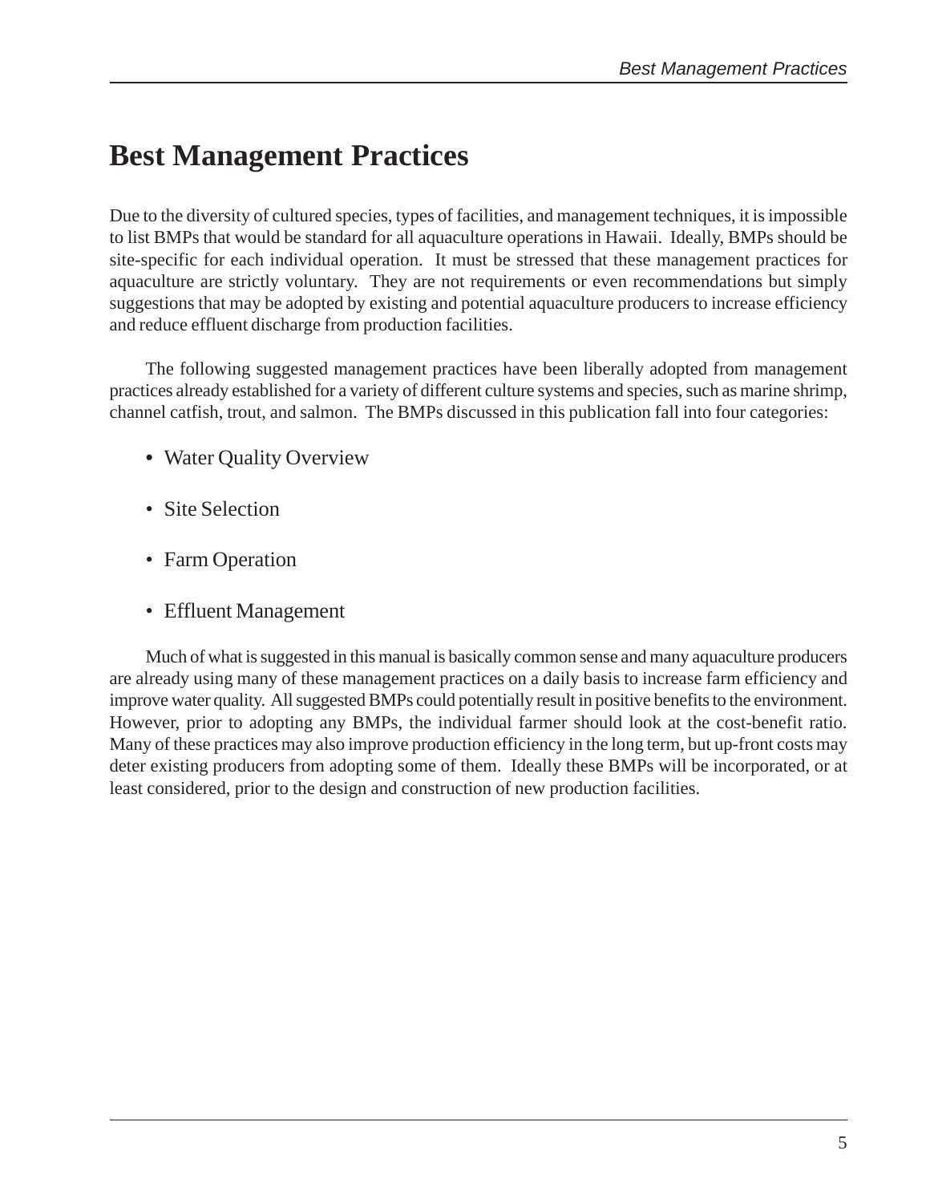# Best Management Practices

Due to the diversity of cultured species, types of facilities, and management techniques, it is impossible to list BMPs that would be standard for all aquaculture operations in Hawaii. Ideally, BMPs should be site-specific for each individual operation. It must be stressed that these management practices for aquaculture are strictly voluntary. They are not requirements or even recommendations but simply suggestions that may be adopted by existing and potential aquaculture producers to increase efficiency and reduce effluent discharge from production facilities.

The following suggested management practices have been liberally adopted from management practices already established for a variety of different culture systems and species, such as marine shrimp, channel catfish, trout, and salmon. The BMPs discussed in this publication fall into four categories:

- Water Quality Overview
- Site Selection
- Farm Operation
- Effluent Management

Much of what is suggested in this manual is basically common sense and many aquaculture producers are already using many of these management practices on a daily basis to increase farm efficiency and improve water quality. All suggested BMPs could potentially result in positive benefits to the environment. However, prior to adopting any BMPs, the individual farmer should look at the cost-benefit ratio. Many of these practices may also improve production efficiency in the long term, but up-front costs may deter existing producers from adopting some of them. Ideally these BMPs will be incorporated, or at least considered, prior to the design and construction of new production facilities.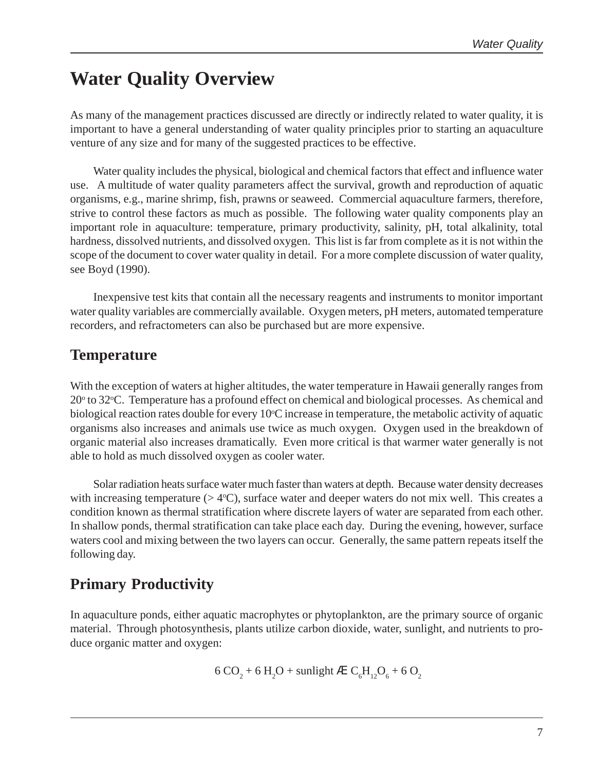# Water Quality Overview

As many of the management practices discussed are directly or indirectly related to water quality, it is important to have a general understanding of water quality principles prior to starting an aquaculture venture of any size and for many of the suggested practices to be effective.

Water quality includes the physical, biological and chemical factors that effect and influence water use. A multitude of water quality parameters affect the survival, growth and reproduction of aquatic organisms, e.g., marine shrimp, fish, prawns or seaweed. Commercial aquaculture farmers, therefore, strive to control these factors as much as possible. The following water quality components play an important role in aquaculture: temperature, primary productivity, salinity, pH, total alkalinity, total hardness, dissolved nutrients, and dissolved oxygen. This list is far from complete as it is not within the scope of the document to cover water quality in detail. For a more complete discussion of water quality, see Boyd (1990).

Inexpensive test kits that contain all the necessary reagents and instruments to monitor important water quality variables are commercially available. Oxygen meters, pH meters, automated temperature recorders, and refractometers can also be purchased but are more expensive.

## Temperature

With the exception of waters at higher altitudes, the water temperature in Hawaii generally ranges from $20^{o}$ to $32^{o}$C. Temperature has a profound effect on chemical and biological processes. As chemical and biological reaction rates double for every $10^{o}$C increase in temperature, the metabolic activity of aquatic organisms also increases and animals use twice as much oxygen. Oxygen used in the breakdown of organic material also increases dramatically. Even more critical is that warmer water generally is not able to hold as much dissolved oxygen as cooler water.

Solar radiation heats surface water much faster than waters at depth. Because water density decreases with increasing temperature (> $4^{o}$C), surface water and deeper waters do not mix well. This creates a condition known as thermal stratification where discrete layers of water are separated from each other. In shallow ponds, thermal stratification can take place each day. During the evening, however, surface waters cool and mixing between the two layers can occur. Generally, the same pattern repeats itself the following day.

## Primary Productivity

In aquaculture ponds, either aquatic macrophytes or phytoplankton, are the primary source of organic material. Through photosynthesis, plants utilize carbon dioxide, water, sunlight, and nutrients to produce organic matter and oxygen:

$$6\ CO_2 + 6\ H_2O + \text{sunlight} \rightarrow C_6H_{12}O_6 + 6\ O_2$$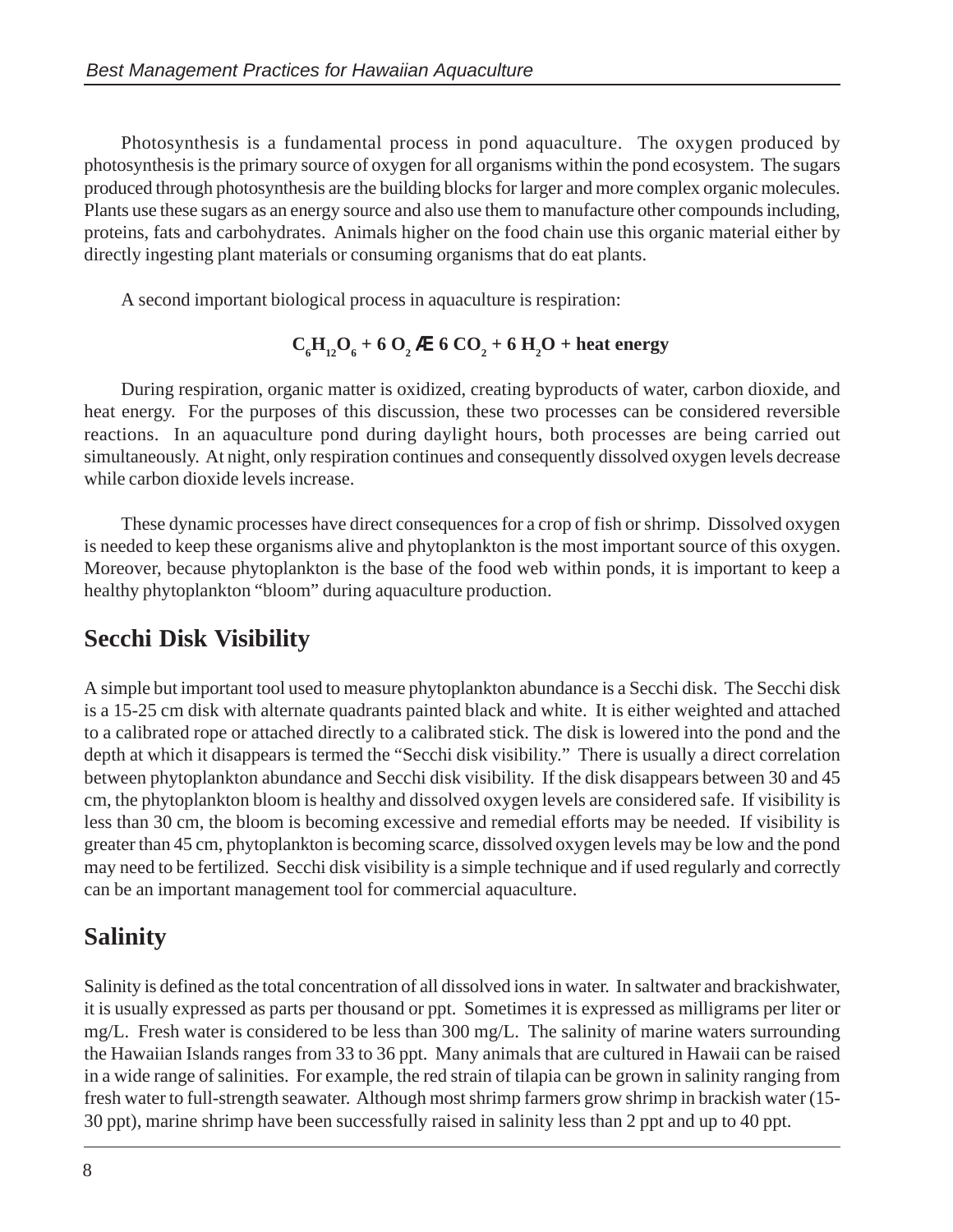Photosynthesis is a fundamental process in pond aquaculture. The oxygen produced by photosynthesis is the primary source of oxygen for all organisms within the pond ecosystem. The sugars produced through photosynthesis are the building blocks for larger and more complex organic molecules. Plants use these sugars as an energy source and also use them to manufacture other compounds including, proteins, fats and carbohydrates. Animals higher on the food chain use this organic material either by directly ingesting plant materials or consuming organisms that do eat plants.

A second important biological process in aquaculture is respiration:

$$C_6H_{12}O_6 + 6\ O_2 \rightarrow 6\ CO_2 + 6\ H_2O + \text{heat energy}$$

During respiration, organic matter is oxidized, creating byproducts of water, carbon dioxide, and heat energy. For the purposes of this discussion, these two processes can be considered reversible reactions. In an aquaculture pond during daylight hours, both processes are being carried out simultaneously. At night, only respiration continues and consequently dissolved oxygen levels decrease while carbon dioxide levels increase.

These dynamic processes have direct consequences for a crop of fish or shrimp. Dissolved oxygen is needed to keep these organisms alive and phytoplankton is the most important source of this oxygen. Moreover, because phytoplankton is the base of the food web within ponds, it is important to keep a healthy phytoplankton "bloom" during aquaculture production.

## Secchi Disk Visibility

A simple but important tool used to measure phytoplankton abundance is a Secchi disk. The Secchi disk is a 15-25 cm disk with alternate quadrants painted black and white. It is either weighted and attached to a calibrated rope or attached directly to a calibrated stick. The disk is lowered into the pond and the depth at which it disappears is termed the "Secchi disk visibility." There is usually a direct correlation between phytoplankton abundance and Secchi disk visibility. If the disk disappears between 30 and 45 cm, the phytoplankton bloom is healthy and dissolved oxygen levels are considered safe. If visibility is less than 30 cm, the bloom is becoming excessive and remedial efforts may be needed. If visibility is greater than 45 cm, phytoplankton is becoming scarce, dissolved oxygen levels may be low and the pond may need to be fertilized. Secchi disk visibility is a simple technique and if used regularly and correctly can be an important management tool for commercial aquaculture.

## Salinity

Salinity is defined as the total concentration of all dissolved ions in water. In saltwater and brackishwater, it is usually expressed as parts per thousand or ppt. Sometimes it is expressed as milligrams per liter or mg/L. Fresh water is considered to be less than 300 mg/L. The salinity of marine waters surrounding the Hawaiian Islands ranges from 33 to 36 ppt. Many animals that are cultured in Hawaii can be raised in a wide range of salinities. For example, the red strain of tilapia can be grown in salinity ranging from fresh water to full-strength seawater. Although most shrimp farmers grow shrimp in brackish water (15-30 ppt), marine shrimp have been successfully raised in salinity less than 2 ppt and up to 40 ppt.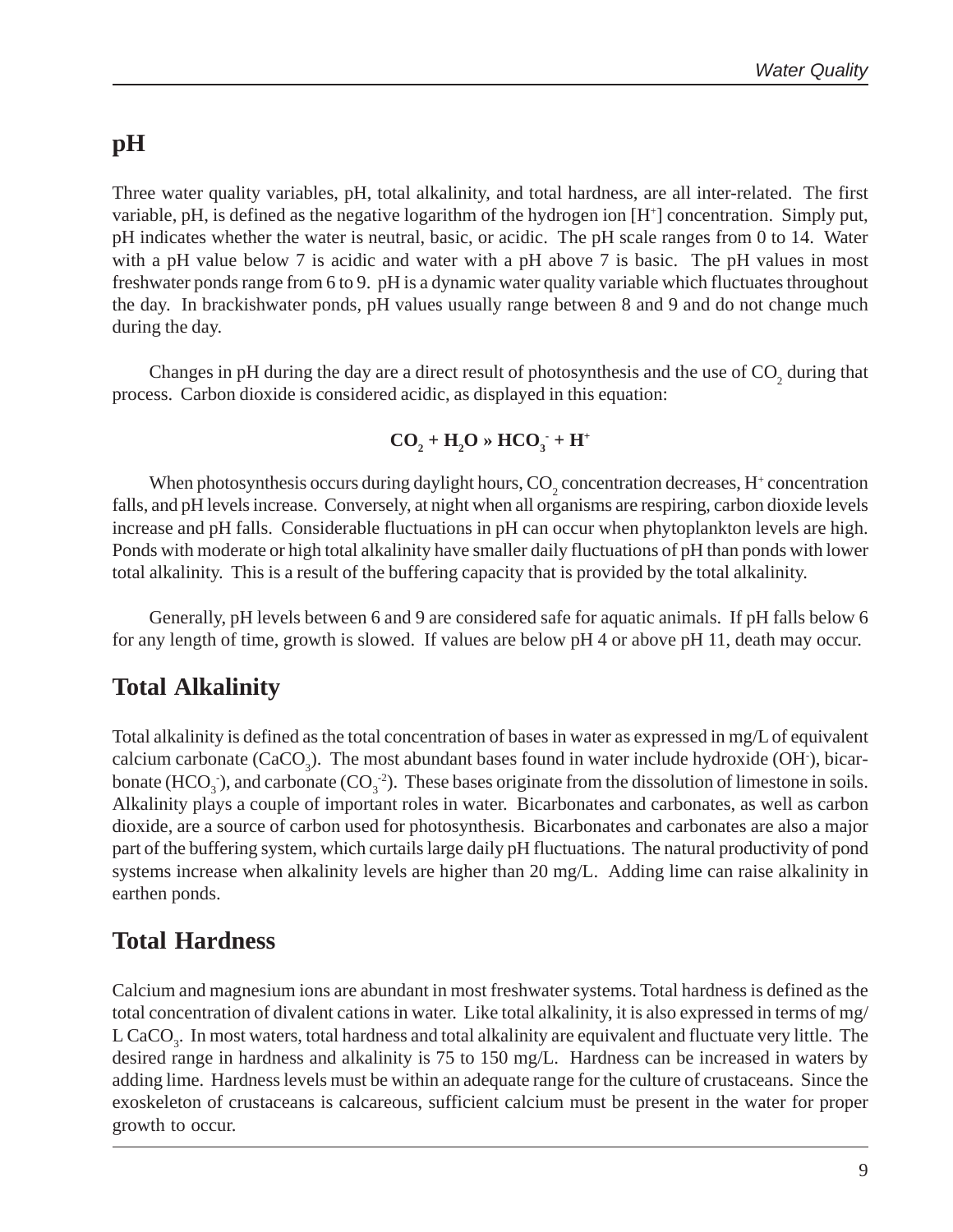## pH

Three water quality variables, pH, total alkalinity, and total hardness, are all inter-related. The first variable, pH, is defined as the negative logarithm of the hydrogen ion [$H^+$] concentration. Simply put, pH indicates whether the water is neutral, basic, or acidic. The pH scale ranges from 0 to 14. Water with a pH value below 7 is acidic and water with a pH above 7 is basic. The pH values in most freshwater ponds range from 6 to 9. pH is a dynamic water quality variable which fluctuates throughout the day. In brackishwater ponds, pH values usually range between 8 and 9 and do not change much during the day.

Changes in pH during the day are a direct result of photosynthesis and the use of $CO_2$ during that process. Carbon dioxide is considered acidic, as displayed in this equation:

$$\mathbf{CO_2 + H_2O \gg HCO_3^- + H^+}$$

When photosynthesis occurs during daylight hours, $CO_2$ concentration decreases, $H^+$ concentration falls, and pH levels increase. Conversely, at night when all organisms are respiring, carbon dioxide levels increase and pH falls. Considerable fluctuations in pH can occur when phytoplankton levels are high. Ponds with moderate or high total alkalinity have smaller daily fluctuations of pH than ponds with lower total alkalinity. This is a result of the buffering capacity that is provided by the total alkalinity.

Generally, pH levels between 6 and 9 are considered safe for aquatic animals. If pH falls below 6 for any length of time, growth is slowed. If values are below pH 4 or above pH 11, death may occur.

## Total Alkalinity

Total alkalinity is defined as the total concentration of bases in water as expressed in mg/L of equivalent calcium carbonate ($CaCO_3$). The most abundant bases found in water include hydroxide ($OH^-$), bicarbonate ($HCO_3^-$), and carbonate ($CO_3^{-2}$). These bases originate from the dissolution of limestone in soils. Alkalinity plays a couple of important roles in water. Bicarbonates and carbonates, as well as carbon dioxide, are a source of carbon used for photosynthesis. Bicarbonates and carbonates are also a major part of the buffering system, which curtails large daily pH fluctuations. The natural productivity of pond systems increase when alkalinity levels are higher than 20 mg/L. Adding lime can raise alkalinity in earthen ponds.

## Total Hardness

Calcium and magnesium ions are abundant in most freshwater systems. Total hardness is defined as the total concentration of divalent cations in water. Like total alkalinity, it is also expressed in terms of mg/L $CaCO_3$. In most waters, total hardness and total alkalinity are equivalent and fluctuate very little. The desired range in hardness and alkalinity is 75 to 150 mg/L. Hardness can be increased in waters by adding lime. Hardness levels must be within an adequate range for the culture of crustaceans. Since the exoskeleton of crustaceans is calcareous, sufficient calcium must be present in the water for proper growth to occur.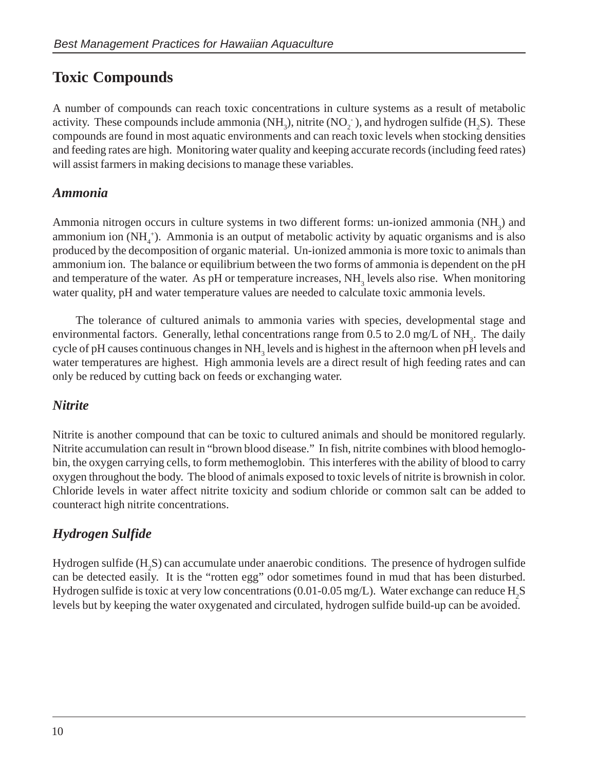## Toxic Compounds

A number of compounds can reach toxic concentrations in culture systems as a result of metabolic activity. These compounds include ammonia ($NH_3$), nitrite ($NO_2^-$), and hydrogen sulfide ($H_2S$). These compounds are found in most aquatic environments and can reach toxic levels when stocking densities and feeding rates are high. Monitoring water quality and keeping accurate records (including feed rates) will assist farmers in making decisions to manage these variables.

### *Ammonia*

Ammonia nitrogen occurs in culture systems in two different forms: un-ionized ammonia ($NH_3$) and ammonium ion ($NH_4^+$). Ammonia is an output of metabolic activity by aquatic organisms and is also produced by the decomposition of organic material. Un-ionized ammonia is more toxic to animals than ammonium ion. The balance or equilibrium between the two forms of ammonia is dependent on the pH and temperature of the water. As pH or temperature increases, $NH_3$ levels also rise. When monitoring water quality, pH and water temperature values are needed to calculate toxic ammonia levels.

The tolerance of cultured animals to ammonia varies with species, developmental stage and environmental factors. Generally, lethal concentrations range from 0.5 to 2.0 mg/L of $NH_3$. The daily cycle of pH causes continuous changes in $NH_3$ levels and is highest in the afternoon when pH levels and water temperatures are highest. High ammonia levels are a direct result of high feeding rates and can only be reduced by cutting back on feeds or exchanging water.

### *Nitrite*

Nitrite is another compound that can be toxic to cultured animals and should be monitored regularly. Nitrite accumulation can result in "brown blood disease." In fish, nitrite combines with blood hemoglobin, the oxygen carrying cells, to form methemoglobin. This interferes with the ability of blood to carry oxygen throughout the body. The blood of animals exposed to toxic levels of nitrite is brownish in color. Chloride levels in water affect nitrite toxicity and sodium chloride or common salt can be added to counteract high nitrite concentrations.

### *Hydrogen Sulfide*

Hydrogen sulfide ($H_2S$) can accumulate under anaerobic conditions. The presence of hydrogen sulfide can be detected easily. It is the "rotten egg" odor sometimes found in mud that has been disturbed. Hydrogen sulfide is toxic at very low concentrations (0.01-0.05 mg/L). Water exchange can reduce $H_2S$ levels but by keeping the water oxygenated and circulated, hydrogen sulfide build-up can be avoided.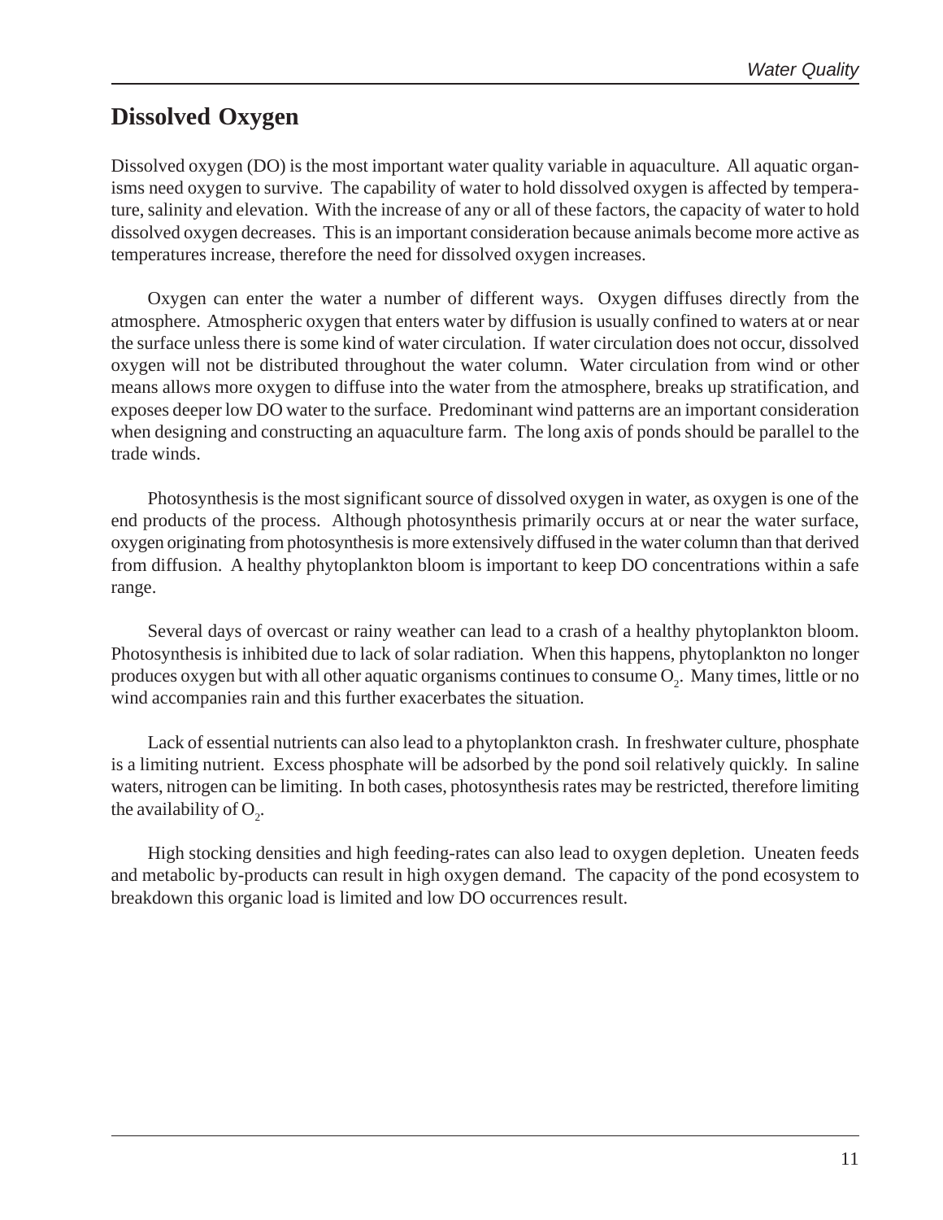## Dissolved Oxygen

Dissolved oxygen (DO) is the most important water quality variable in aquaculture. All aquatic organisms need oxygen to survive. The capability of water to hold dissolved oxygen is affected by temperature, salinity and elevation. With the increase of any or all of these factors, the capacity of water to hold dissolved oxygen decreases. This is an important consideration because animals become more active as temperatures increase, therefore the need for dissolved oxygen increases.

Oxygen can enter the water a number of different ways. Oxygen diffuses directly from the atmosphere. Atmospheric oxygen that enters water by diffusion is usually confined to waters at or near the surface unless there is some kind of water circulation. If water circulation does not occur, dissolved oxygen will not be distributed throughout the water column. Water circulation from wind or other means allows more oxygen to diffuse into the water from the atmosphere, breaks up stratification, and exposes deeper low DO water to the surface. Predominant wind patterns are an important consideration when designing and constructing an aquaculture farm. The long axis of ponds should be parallel to the trade winds.

Photosynthesis is the most significant source of dissolved oxygen in water, as oxygen is one of the end products of the process. Although photosynthesis primarily occurs at or near the water surface, oxygen originating from photosynthesis is more extensively diffused in the water column than that derived from diffusion. A healthy phytoplankton bloom is important to keep DO concentrations within a safe range.

Several days of overcast or rainy weather can lead to a crash of a healthy phytoplankton bloom. Photosynthesis is inhibited due to lack of solar radiation. When this happens, phytoplankton no longer produces oxygen but with all other aquatic organisms continues to consume $O_2$. Many times, little or no wind accompanies rain and this further exacerbates the situation.

Lack of essential nutrients can also lead to a phytoplankton crash. In freshwater culture, phosphate is a limiting nutrient. Excess phosphate will be adsorbed by the pond soil relatively quickly. In saline waters, nitrogen can be limiting. In both cases, photosynthesis rates may be restricted, therefore limiting the availability of $O_2$.

High stocking densities and high feeding-rates can also lead to oxygen depletion. Uneaten feeds and metabolic by-products can result in high oxygen demand. The capacity of the pond ecosystem to breakdown this organic load is limited and low DO occurrences result.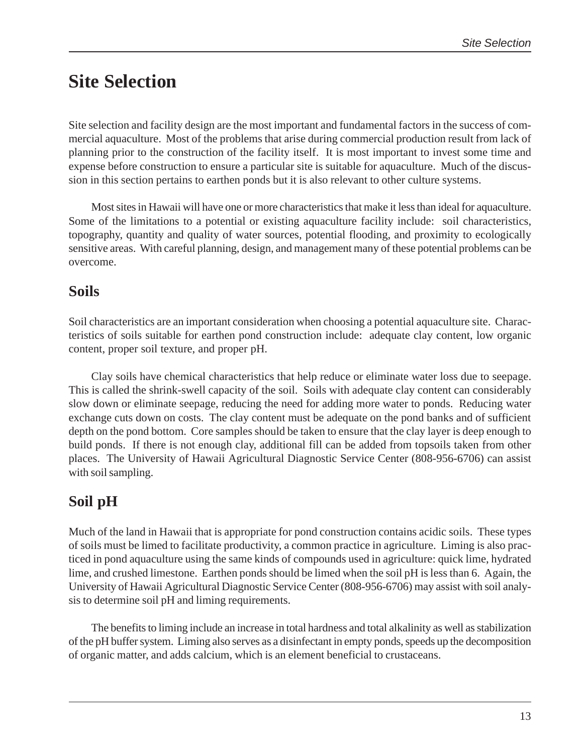# Site Selection

Site selection and facility design are the most important and fundamental factors in the success of commercial aquaculture. Most of the problems that arise during commercial production result from lack of planning prior to the construction of the facility itself. It is most important to invest some time and expense before construction to ensure a particular site is suitable for aquaculture. Much of the discussion in this section pertains to earthen ponds but it is also relevant to other culture systems.

Most sites in Hawaii will have one or more characteristics that make it less than ideal for aquaculture. Some of the limitations to a potential or existing aquaculture facility include: soil characteristics, topography, quantity and quality of water sources, potential flooding, and proximity to ecologically sensitive areas. With careful planning, design, and management many of these potential problems can be overcome.

## Soils

Soil characteristics are an important consideration when choosing a potential aquaculture site. Characteristics of soils suitable for earthen pond construction include: adequate clay content, low organic content, proper soil texture, and proper pH.

Clay soils have chemical characteristics that help reduce or eliminate water loss due to seepage. This is called the shrink-swell capacity of the soil. Soils with adequate clay content can considerably slow down or eliminate seepage, reducing the need for adding more water to ponds. Reducing water exchange cuts down on costs. The clay content must be adequate on the pond banks and of sufficient depth on the pond bottom. Core samples should be taken to ensure that the clay layer is deep enough to build ponds. If there is not enough clay, additional fill can be added from topsoils taken from other places. The University of Hawaii Agricultural Diagnostic Service Center (808-956-6706) can assist with soil sampling.

## Soil pH

Much of the land in Hawaii that is appropriate for pond construction contains acidic soils. These types of soils must be limed to facilitate productivity, a common practice in agriculture. Liming is also practiced in pond aquaculture using the same kinds of compounds used in agriculture: quick lime, hydrated lime, and crushed limestone. Earthen ponds should be limed when the soil pH is less than 6. Again, the University of Hawaii Agricultural Diagnostic Service Center (808-956-6706) may assist with soil analysis to determine soil pH and liming requirements.

The benefits to liming include an increase in total hardness and total alkalinity as well as stabilization of the pH buffer system. Liming also serves as a disinfectant in empty ponds, speeds up the decomposition of organic matter, and adds calcium, which is an element beneficial to crustaceans.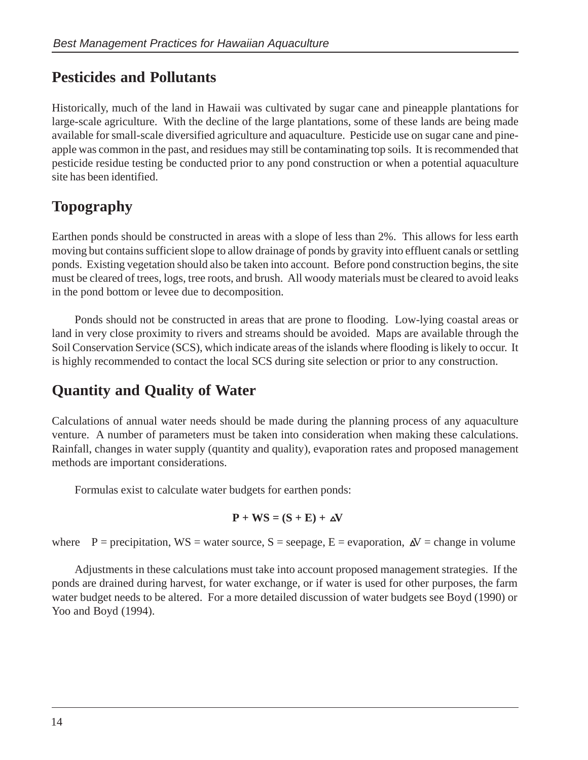## Pesticides and Pollutants

Historically, much of the land in Hawaii was cultivated by sugar cane and pineapple plantations for large-scale agriculture. With the decline of the large plantations, some of these lands are being made available for small-scale diversified agriculture and aquaculture. Pesticide use on sugar cane and pineapple was common in the past, and residues may still be contaminating top soils. It is recommended that pesticide residue testing be conducted prior to any pond construction or when a potential aquaculture site has been identified.

## Topography

Earthen ponds should be constructed in areas with a slope of less than 2%. This allows for less earth moving but contains sufficient slope to allow drainage of ponds by gravity into effluent canals or settling ponds. Existing vegetation should also be taken into account. Before pond construction begins, the site must be cleared of trees, logs, tree roots, and brush. All woody materials must be cleared to avoid leaks in the pond bottom or levee due to decomposition.

Ponds should not be constructed in areas that are prone to flooding. Low-lying coastal areas or land in very close proximity to rivers and streams should be avoided. Maps are available through the Soil Conservation Service (SCS), which indicate areas of the islands where flooding is likely to occur. It is highly recommended to contact the local SCS during site selection or prior to any construction.

## Quantity and Quality of Water

Calculations of annual water needs should be made during the planning process of any aquaculture venture. A number of parameters must be taken into consideration when making these calculations. Rainfall, changes in water supply (quantity and quality), evaporation rates and proposed management methods are important considerations.

Formulas exist to calculate water budgets for earthen ponds:

$$\mathbf{P + WS = (S + E) + \Delta V}$$

where P = precipitation, WS = water source, S = seepage, E = evaporation, $\Delta V$ = change in volume

Adjustments in these calculations must take into account proposed management strategies. If the ponds are drained during harvest, for water exchange, or if water is used for other purposes, the farm water budget needs to be altered. For a more detailed discussion of water budgets see Boyd (1990) or Yoo and Boyd (1994).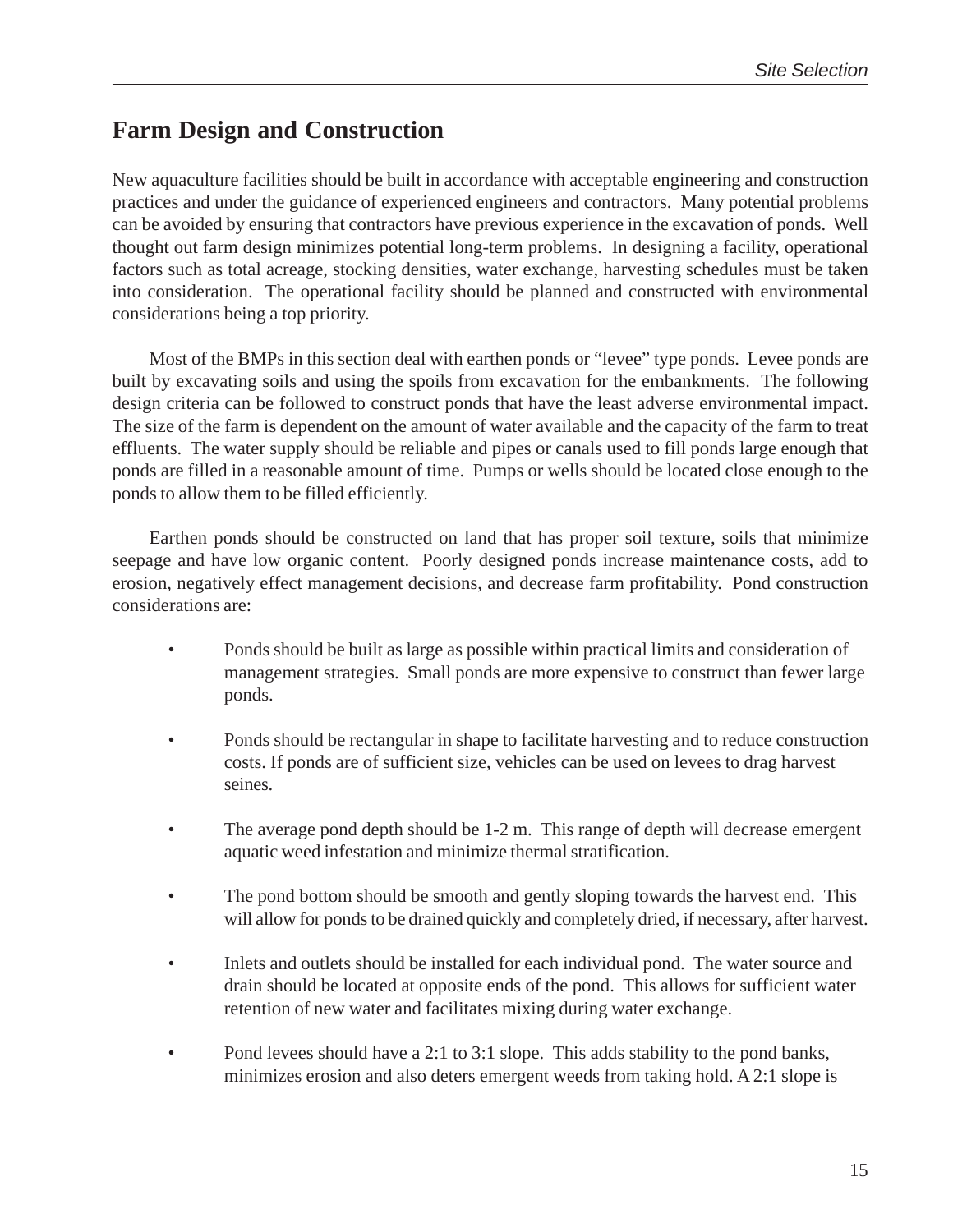## Farm Design and Construction

New aquaculture facilities should be built in accordance with acceptable engineering and construction practices and under the guidance of experienced engineers and contractors. Many potential problems can be avoided by ensuring that contractors have previous experience in the excavation of ponds. Well thought out farm design minimizes potential long-term problems. In designing a facility, operational factors such as total acreage, stocking densities, water exchange, harvesting schedules must be taken into consideration. The operational facility should be planned and constructed with environmental considerations being a top priority.

Most of the BMPs in this section deal with earthen ponds or "levee" type ponds. Levee ponds are built by excavating soils and using the spoils from excavation for the embankments. The following design criteria can be followed to construct ponds that have the least adverse environmental impact. The size of the farm is dependent on the amount of water available and the capacity of the farm to treat effluents. The water supply should be reliable and pipes or canals used to fill ponds large enough that ponds are filled in a reasonable amount of time. Pumps or wells should be located close enough to the ponds to allow them to be filled efficiently.

Earthen ponds should be constructed on land that has proper soil texture, soils that minimize seepage and have low organic content. Poorly designed ponds increase maintenance costs, add to erosion, negatively effect management decisions, and decrease farm profitability. Pond construction considerations are:

- Ponds should be built as large as possible within practical limits and consideration of management strategies. Small ponds are more expensive to construct than fewer large ponds.
- Ponds should be rectangular in shape to facilitate harvesting and to reduce construction costs. If ponds are of sufficient size, vehicles can be used on levees to drag harvest seines.
- The average pond depth should be 1-2 m. This range of depth will decrease emergent aquatic weed infestation and minimize thermal stratification.
- The pond bottom should be smooth and gently sloping towards the harvest end. This will allow for ponds to be drained quickly and completely dried, if necessary, after harvest.
- Inlets and outlets should be installed for each individual pond. The water source and drain should be located at opposite ends of the pond. This allows for sufficient water retention of new water and facilitates mixing during water exchange.
- Pond levees should have a 2:1 to 3:1 slope. This adds stability to the pond banks, minimizes erosion and also deters emergent weeds from taking hold. A 2:1 slope is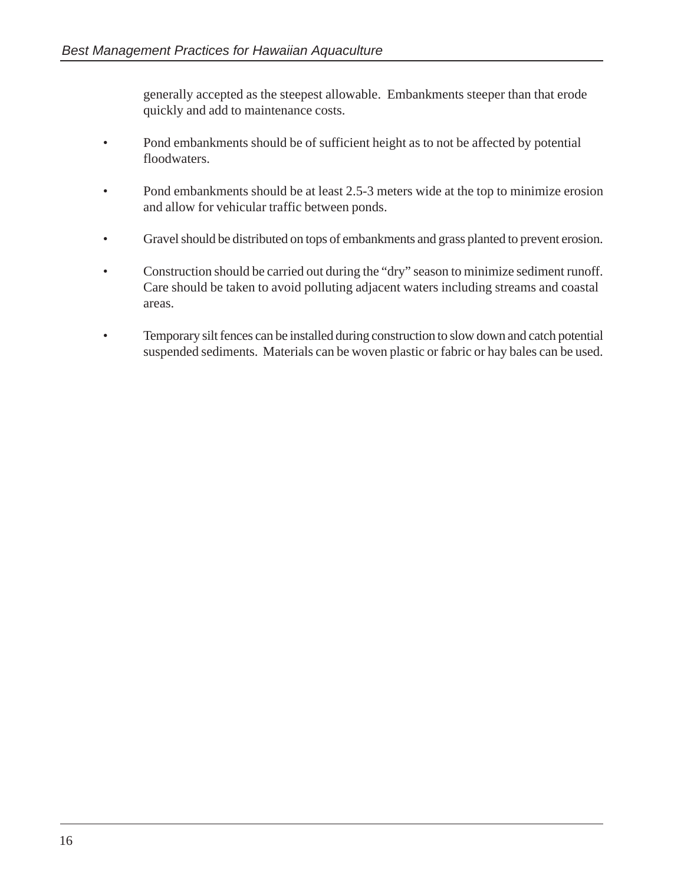generally accepted as the steepest allowable. Embankments steeper than that erode quickly and add to maintenance costs.

- Pond embankments should be of sufficient height as to not be affected by potential floodwaters.
- Pond embankments should be at least 2.5-3 meters wide at the top to minimize erosion and allow for vehicular traffic between ponds.
- Gravel should be distributed on tops of embankments and grass planted to prevent erosion.
- Construction should be carried out during the "dry" season to minimize sediment runoff. Care should be taken to avoid polluting adjacent waters including streams and coastal areas.
- Temporary silt fences can be installed during construction to slow down and catch potential suspended sediments. Materials can be woven plastic or fabric or hay bales can be used.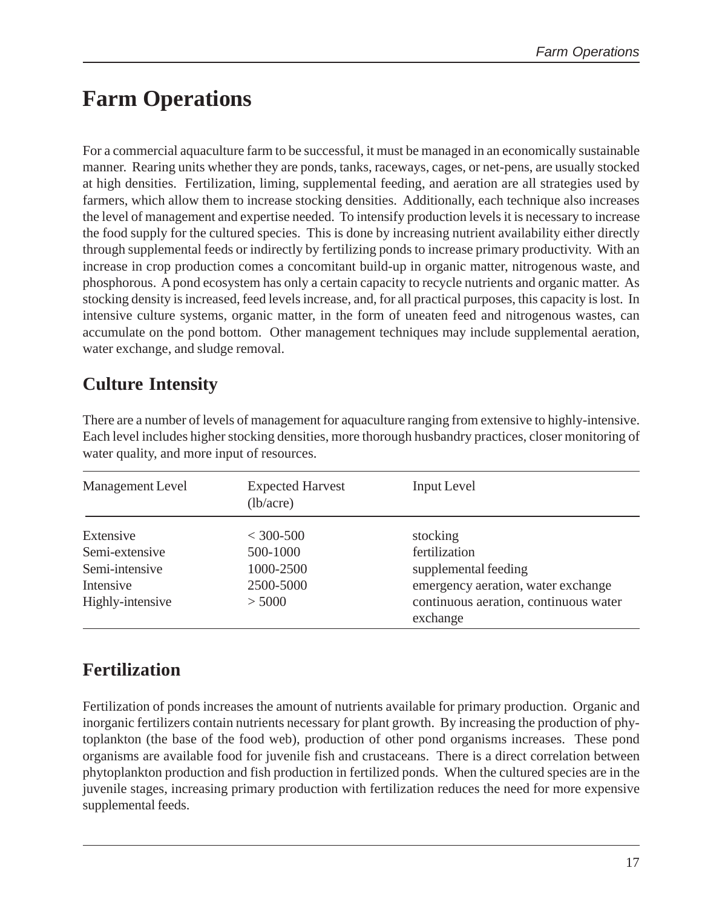# Farm Operations

For a commercial aquaculture farm to be successful, it must be managed in an economically sustainable manner. Rearing units whether they are ponds, tanks, raceways, cages, or net-pens, are usually stocked at high densities. Fertilization, liming, supplemental feeding, and aeration are all strategies used by farmers, which allow them to increase stocking densities. Additionally, each technique also increases the level of management and expertise needed. To intensify production levels it is necessary to increase the food supply for the cultured species. This is done by increasing nutrient availability either directly through supplemental feeds or indirectly by fertilizing ponds to increase primary productivity. With an increase in crop production comes a concomitant build-up in organic matter, nitrogenous waste, and phosphorous. A pond ecosystem has only a certain capacity to recycle nutrients and organic matter. As stocking density is increased, feed levels increase, and, for all practical purposes, this capacity is lost. In intensive culture systems, organic matter, in the form of uneaten feed and nitrogenous wastes, can accumulate on the pond bottom. Other management techniques may include supplemental aeration, water exchange, and sludge removal.

## Culture Intensity

There are a number of levels of management for aquaculture ranging from extensive to highly-intensive. Each level includes higher stocking densities, more thorough husbandry practices, closer monitoring of water quality, and more input of resources.

| Management Level | Expected Harvest (lb/acre) | Input Level |
|---|---|---|
| Extensive | < 300-500 | stocking |
| Semi-extensive | 500-1000 | fertilization |
| Semi-intensive | 1000-2500 | supplemental feeding |
| Intensive | 2500-5000 | emergency aeration, water exchange |
| Highly-intensive | > 5000 | continuous aeration, continuous water exchange |

## Fertilization

Fertilization of ponds increases the amount of nutrients available for primary production. Organic and inorganic fertilizers contain nutrients necessary for plant growth. By increasing the production of phytoplankton (the base of the food web), production of other pond organisms increases. These pond organisms are available food for juvenile fish and crustaceans. There is a direct correlation between phytoplankton production and fish production in fertilized ponds. When the cultured species are in the juvenile stages, increasing primary production with fertilization reduces the need for more expensive supplemental feeds.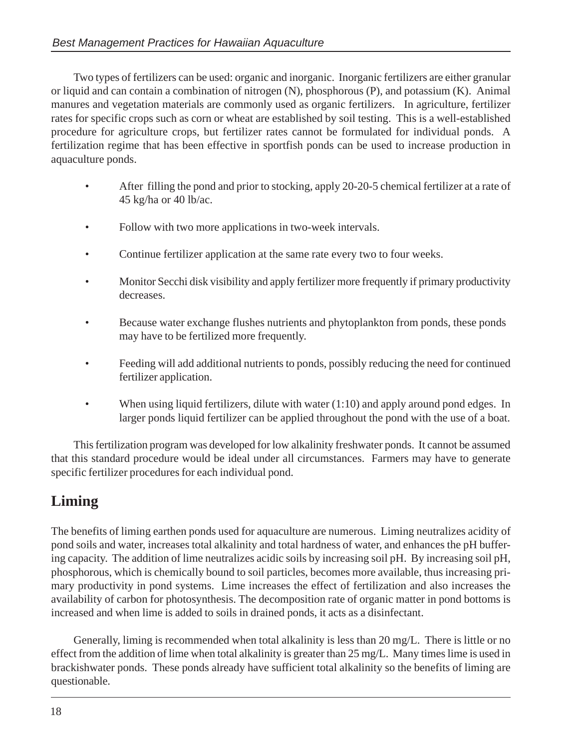Two types of fertilizers can be used: organic and inorganic. Inorganic fertilizers are either granular or liquid and can contain a combination of nitrogen (N), phosphorous (P), and potassium (K). Animal manures and vegetation materials are commonly used as organic fertilizers. In agriculture, fertilizer rates for specific crops such as corn or wheat are established by soil testing. This is a well-established procedure for agriculture crops, but fertilizer rates cannot be formulated for individual ponds. A fertilization regime that has been effective in sportfish ponds can be used to increase production in aquaculture ponds.

- After filling the pond and prior to stocking, apply 20-20-5 chemical fertilizer at a rate of 45 kg/ha or 40 lb/ac.
- Follow with two more applications in two-week intervals.
- Continue fertilizer application at the same rate every two to four weeks.
- Monitor Secchi disk visibility and apply fertilizer more frequently if primary productivity decreases.
- Because water exchange flushes nutrients and phytoplankton from ponds, these ponds may have to be fertilized more frequently.
- Feeding will add additional nutrients to ponds, possibly reducing the need for continued fertilizer application.
- When using liquid fertilizers, dilute with water (1:10) and apply around pond edges. In larger ponds liquid fertilizer can be applied throughout the pond with the use of a boat.

This fertilization program was developed for low alkalinity freshwater ponds. It cannot be assumed that this standard procedure would be ideal under all circumstances. Farmers may have to generate specific fertilizer procedures for each individual pond.

## Liming

The benefits of liming earthen ponds used for aquaculture are numerous. Liming neutralizes acidity of pond soils and water, increases total alkalinity and total hardness of water, and enhances the pH buffering capacity. The addition of lime neutralizes acidic soils by increasing soil pH. By increasing soil pH, phosphorous, which is chemically bound to soil particles, becomes more available, thus increasing primary productivity in pond systems. Lime increases the effect of fertilization and also increases the availability of carbon for photosynthesis. The decomposition rate of organic matter in pond bottoms is increased and when lime is added to soils in drained ponds, it acts as a disinfectant.

Generally, liming is recommended when total alkalinity is less than 20 mg/L. There is little or no effect from the addition of lime when total alkalinity is greater than 25 mg/L. Many times lime is used in brackishwater ponds. These ponds already have sufficient total alkalinity so the benefits of liming are questionable.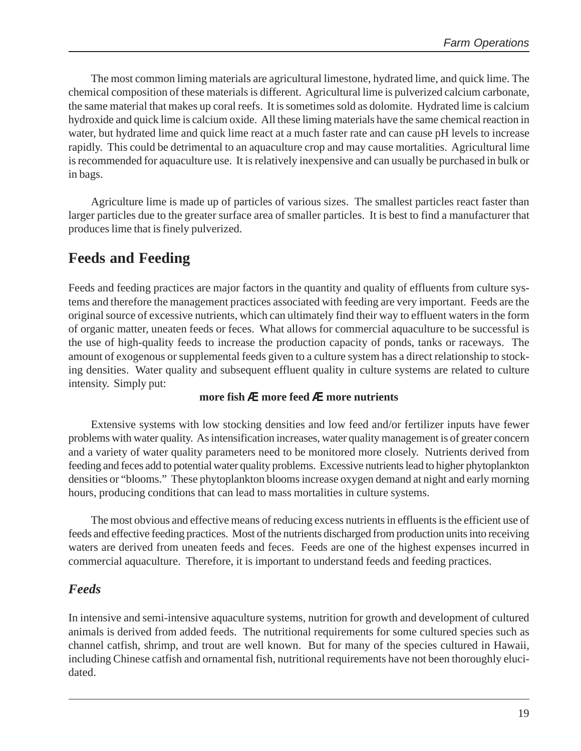The most common liming materials are agricultural limestone, hydrated lime, and quick lime. The chemical composition of these materials is different. Agricultural lime is pulverized calcium carbonate, the same material that makes up coral reefs. It is sometimes sold as dolomite. Hydrated lime is calcium hydroxide and quick lime is calcium oxide. All these liming materials have the same chemical reaction in water, but hydrated lime and quick lime react at a much faster rate and can cause pH levels to increase rapidly. This could be detrimental to an aquaculture crop and may cause mortalities. Agricultural lime is recommended for aquaculture use. It is relatively inexpensive and can usually be purchased in bulk or in bags.

Agriculture lime is made up of particles of various sizes. The smallest particles react faster than larger particles due to the greater surface area of smaller particles. It is best to find a manufacturer that produces lime that is finely pulverized.

## Feeds and Feeding

Feeds and feeding practices are major factors in the quantity and quality of effluents from culture systems and therefore the management practices associated with feeding are very important. Feeds are the original source of excessive nutrients, which can ultimately find their way to effluent waters in the form of organic matter, uneaten feeds or feces. What allows for commercial aquaculture to be successful is the use of high-quality feeds to increase the production capacity of ponds, tanks or raceways. The amount of exogenous or supplemental feeds given to a culture system has a direct relationship to stocking densities. Water quality and subsequent effluent quality in culture systems are related to culture intensity. Simply put:

**more fish Æ more feed Æ more nutrients**

Extensive systems with low stocking densities and low feed and/or fertilizer inputs have fewer problems with water quality. As intensification increases, water quality management is of greater concern and a variety of water quality parameters need to be monitored more closely. Nutrients derived from feeding and feces add to potential water quality problems. Excessive nutrients lead to higher phytoplankton densities or "blooms." These phytoplankton blooms increase oxygen demand at night and early morning hours, producing conditions that can lead to mass mortalities in culture systems.

The most obvious and effective means of reducing excess nutrients in effluents is the efficient use of feeds and effective feeding practices. Most of the nutrients discharged from production units into receiving waters are derived from uneaten feeds and feces. Feeds are one of the highest expenses incurred in commercial aquaculture. Therefore, it is important to understand feeds and feeding practices.

### *Feeds*

In intensive and semi-intensive aquaculture systems, nutrition for growth and development of cultured animals is derived from added feeds. The nutritional requirements for some cultured species such as channel catfish, shrimp, and trout are well known. But for many of the species cultured in Hawaii, including Chinese catfish and ornamental fish, nutritional requirements have not been thoroughly elucidated.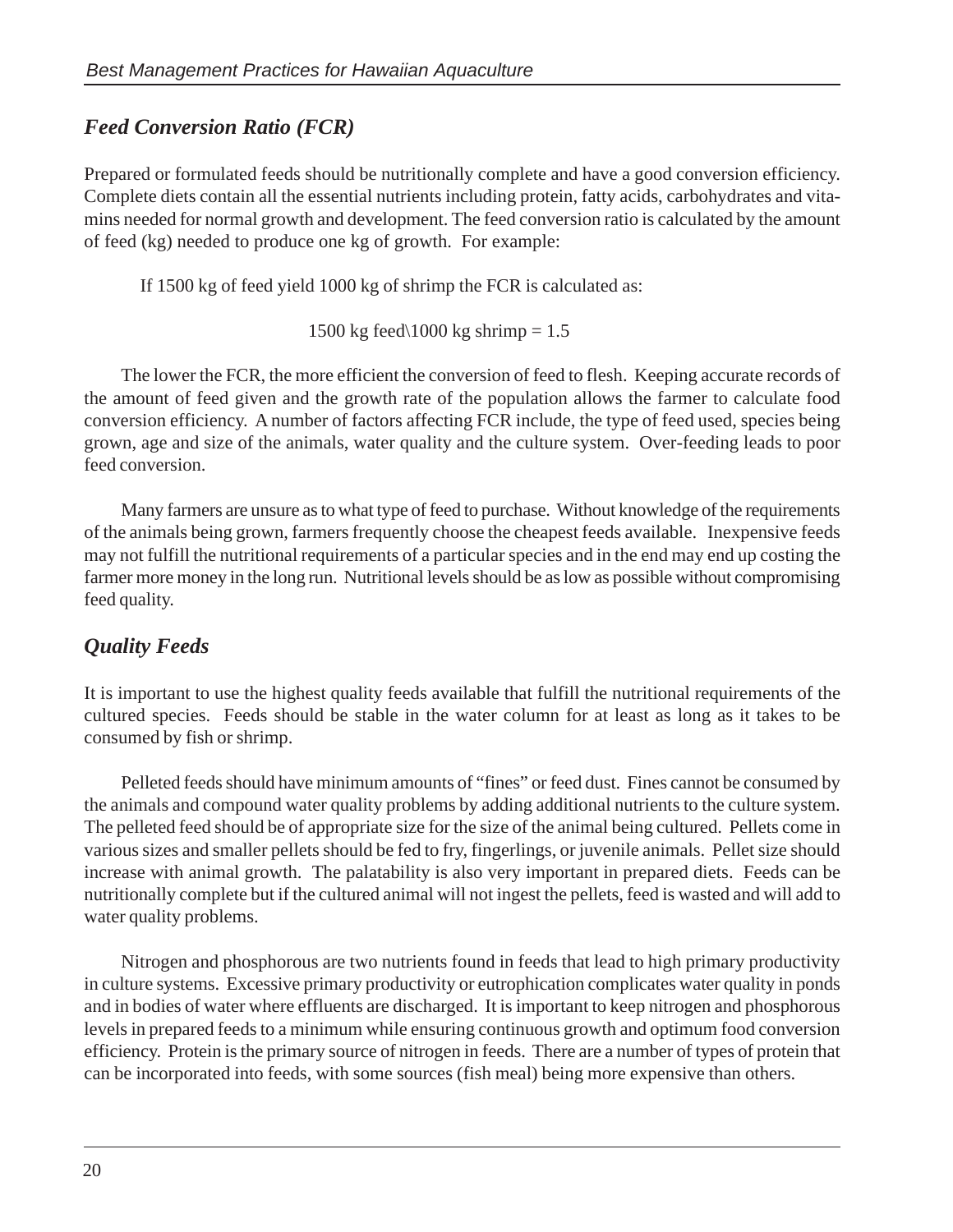### *Feed Conversion Ratio (FCR)*

Prepared or formulated feeds should be nutritionally complete and have a good conversion efficiency. Complete diets contain all the essential nutrients including protein, fatty acids, carbohydrates and vitamins needed for normal growth and development. The feed conversion ratio is calculated by the amount of feed (kg) needed to produce one kg of growth. For example:

If 1500 kg of feed yield 1000 kg of shrimp the FCR is calculated as:

1500 kg feed\1000 kg shrimp = 1.5

The lower the FCR, the more efficient the conversion of feed to flesh. Keeping accurate records of the amount of feed given and the growth rate of the population allows the farmer to calculate food conversion efficiency. A number of factors affecting FCR include, the type of feed used, species being grown, age and size of the animals, water quality and the culture system. Over-feeding leads to poor feed conversion.

Many farmers are unsure as to what type of feed to purchase. Without knowledge of the requirements of the animals being grown, farmers frequently choose the cheapest feeds available. Inexpensive feeds may not fulfill the nutritional requirements of a particular species and in the end may end up costing the farmer more money in the long run. Nutritional levels should be as low as possible without compromising feed quality.

### *Quality Feeds*

It is important to use the highest quality feeds available that fulfill the nutritional requirements of the cultured species. Feeds should be stable in the water column for at least as long as it takes to be consumed by fish or shrimp.

Pelleted feeds should have minimum amounts of "fines" or feed dust. Fines cannot be consumed by the animals and compound water quality problems by adding additional nutrients to the culture system. The pelleted feed should be of appropriate size for the size of the animal being cultured. Pellets come in various sizes and smaller pellets should be fed to fry, fingerlings, or juvenile animals. Pellet size should increase with animal growth. The palatability is also very important in prepared diets. Feeds can be nutritionally complete but if the cultured animal will not ingest the pellets, feed is wasted and will add to water quality problems.

Nitrogen and phosphorous are two nutrients found in feeds that lead to high primary productivity in culture systems. Excessive primary productivity or eutrophication complicates water quality in ponds and in bodies of water where effluents are discharged. It is important to keep nitrogen and phosphorous levels in prepared feeds to a minimum while ensuring continuous growth and optimum food conversion efficiency. Protein is the primary source of nitrogen in feeds. There are a number of types of protein that can be incorporated into feeds, with some sources (fish meal) being more expensive than others.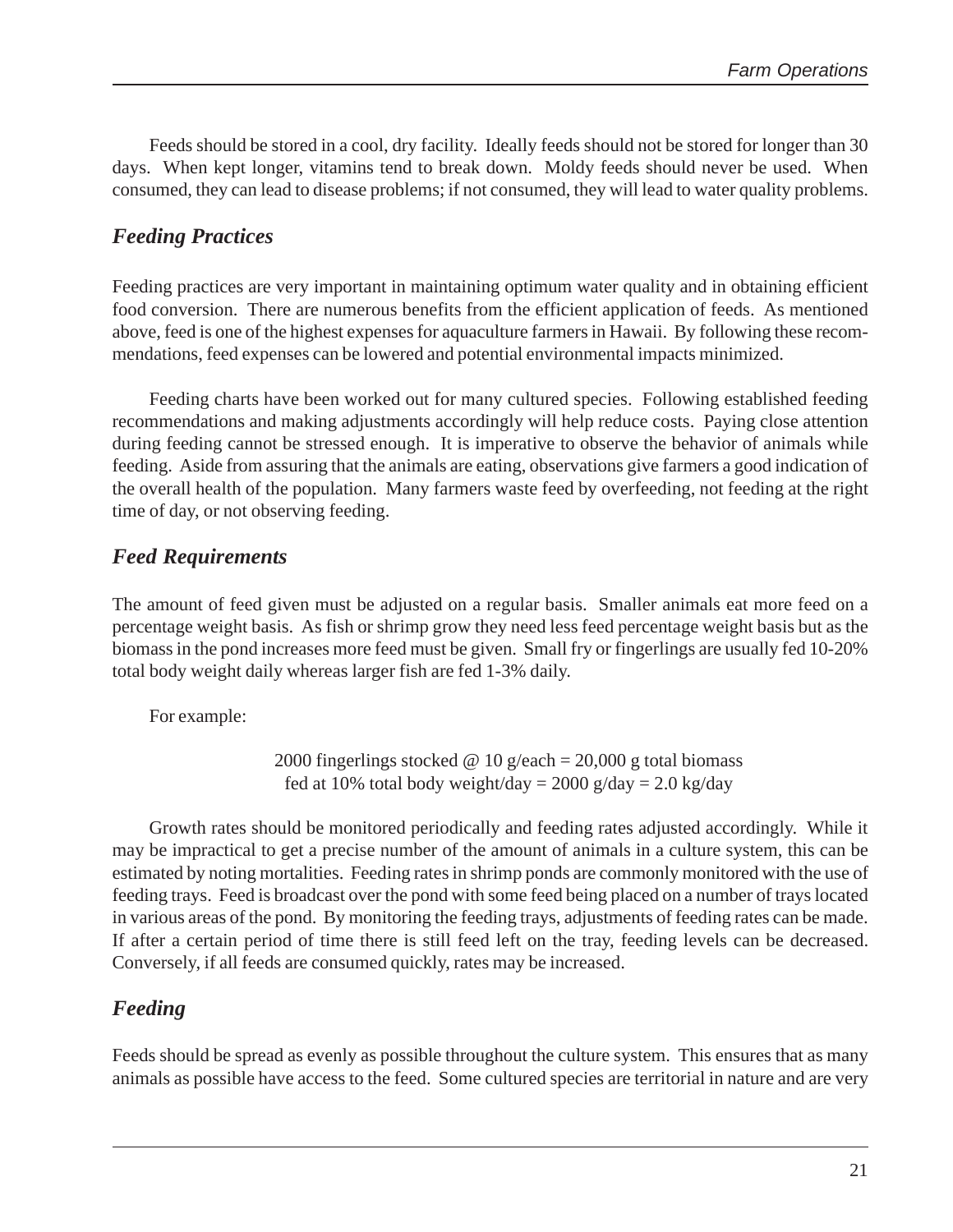Feeds should be stored in a cool, dry facility. Ideally feeds should not be stored for longer than 30 days. When kept longer, vitamins tend to break down. Moldy feeds should never be used. When consumed, they can lead to disease problems; if not consumed, they will lead to water quality problems.

## *Feeding Practices*

Feeding practices are very important in maintaining optimum water quality and in obtaining efficient food conversion. There are numerous benefits from the efficient application of feeds. As mentioned above, feed is one of the highest expenses for aquaculture farmers in Hawaii. By following these recommendations, feed expenses can be lowered and potential environmental impacts minimized.

Feeding charts have been worked out for many cultured species. Following established feeding recommendations and making adjustments accordingly will help reduce costs. Paying close attention during feeding cannot be stressed enough. It is imperative to observe the behavior of animals while feeding. Aside from assuring that the animals are eating, observations give farmers a good indication of the overall health of the population. Many farmers waste feed by overfeeding, not feeding at the right time of day, or not observing feeding.

## *Feed Requirements*

The amount of feed given must be adjusted on a regular basis. Smaller animals eat more feed on a percentage weight basis. As fish or shrimp grow they need less feed percentage weight basis but as the biomass in the pond increases more feed must be given. Small fry or fingerlings are usually fed 10-20% total body weight daily whereas larger fish are fed 1-3% daily.

For example:

2000 fingerlings stocked @ 10 g/each = 20,000 g total biomass
fed at 10% total body weight/day = 2000 g/day = 2.0 kg/day

Growth rates should be monitored periodically and feeding rates adjusted accordingly. While it may be impractical to get a precise number of the amount of animals in a culture system, this can be estimated by noting mortalities. Feeding rates in shrimp ponds are commonly monitored with the use of feeding trays. Feed is broadcast over the pond with some feed being placed on a number of trays located in various areas of the pond. By monitoring the feeding trays, adjustments of feeding rates can be made. If after a certain period of time there is still feed left on the tray, feeding levels can be decreased. Conversely, if all feeds are consumed quickly, rates may be increased.

## *Feeding*

Feeds should be spread as evenly as possible throughout the culture system. This ensures that as many animals as possible have access to the feed. Some cultured species are territorial in nature and are very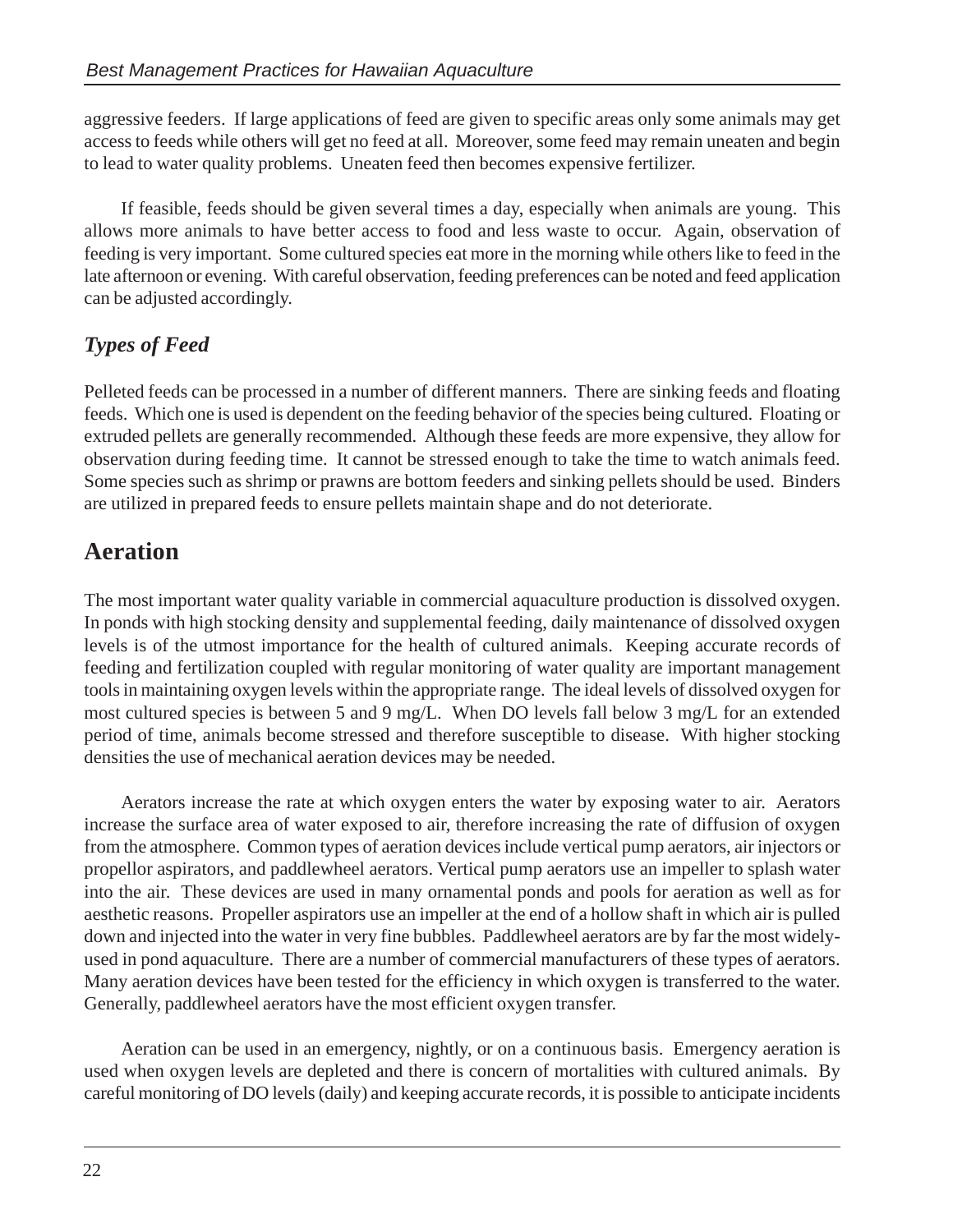aggressive feeders. If large applications of feed are given to specific areas only some animals may get access to feeds while others will get no feed at all. Moreover, some feed may remain uneaten and begin to lead to water quality problems. Uneaten feed then becomes expensive fertilizer.

If feasible, feeds should be given several times a day, especially when animals are young. This allows more animals to have better access to food and less waste to occur. Again, observation of feeding is very important. Some cultured species eat more in the morning while others like to feed in the late afternoon or evening. With careful observation, feeding preferences can be noted and feed application can be adjusted accordingly.

### *Types of Feed*

Pelleted feeds can be processed in a number of different manners. There are sinking feeds and floating feeds. Which one is used is dependent on the feeding behavior of the species being cultured. Floating or extruded pellets are generally recommended. Although these feeds are more expensive, they allow for observation during feeding time. It cannot be stressed enough to take the time to watch animals feed. Some species such as shrimp or prawns are bottom feeders and sinking pellets should be used. Binders are utilized in prepared feeds to ensure pellets maintain shape and do not deteriorate.

## Aeration

The most important water quality variable in commercial aquaculture production is dissolved oxygen. In ponds with high stocking density and supplemental feeding, daily maintenance of dissolved oxygen levels is of the utmost importance for the health of cultured animals. Keeping accurate records of feeding and fertilization coupled with regular monitoring of water quality are important management tools in maintaining oxygen levels within the appropriate range. The ideal levels of dissolved oxygen for most cultured species is between 5 and 9 mg/L. When DO levels fall below 3 mg/L for an extended period of time, animals become stressed and therefore susceptible to disease. With higher stocking densities the use of mechanical aeration devices may be needed.

Aerators increase the rate at which oxygen enters the water by exposing water to air. Aerators increase the surface area of water exposed to air, therefore increasing the rate of diffusion of oxygen from the atmosphere. Common types of aeration devices include vertical pump aerators, air injectors or propellor aspirators, and paddlewheel aerators. Vertical pump aerators use an impeller to splash water into the air. These devices are used in many ornamental ponds and pools for aeration as well as for aesthetic reasons. Propeller aspirators use an impeller at the end of a hollow shaft in which air is pulled down and injected into the water in very fine bubbles. Paddlewheel aerators are by far the most widely-used in pond aquaculture. There are a number of commercial manufacturers of these types of aerators. Many aeration devices have been tested for the efficiency in which oxygen is transferred to the water. Generally, paddlewheel aerators have the most efficient oxygen transfer.

Aeration can be used in an emergency, nightly, or on a continuous basis. Emergency aeration is used when oxygen levels are depleted and there is concern of mortalities with cultured animals. By careful monitoring of DO levels (daily) and keeping accurate records, it is possible to anticipate incidents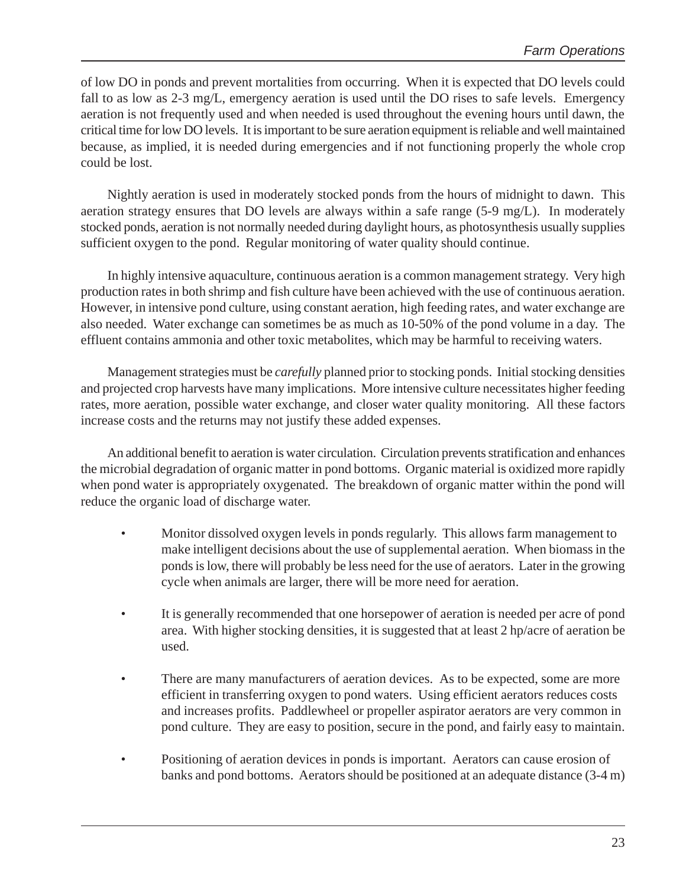of low DO in ponds and prevent mortalities from occurring. When it is expected that DO levels could fall to as low as 2-3 mg/L, emergency aeration is used until the DO rises to safe levels. Emergency aeration is not frequently used and when needed is used throughout the evening hours until dawn, the critical time for low DO levels. It is important to be sure aeration equipment is reliable and well maintained because, as implied, it is needed during emergencies and if not functioning properly the whole crop could be lost.

Nightly aeration is used in moderately stocked ponds from the hours of midnight to dawn. This aeration strategy ensures that DO levels are always within a safe range (5-9 mg/L). In moderately stocked ponds, aeration is not normally needed during daylight hours, as photosynthesis usually supplies sufficient oxygen to the pond. Regular monitoring of water quality should continue.

In highly intensive aquaculture, continuous aeration is a common management strategy. Very high production rates in both shrimp and fish culture have been achieved with the use of continuous aeration. However, in intensive pond culture, using constant aeration, high feeding rates, and water exchange are also needed. Water exchange can sometimes be as much as 10-50% of the pond volume in a day. The effluent contains ammonia and other toxic metabolites, which may be harmful to receiving waters.

Management strategies must be *carefully* planned prior to stocking ponds. Initial stocking densities and projected crop harvests have many implications. More intensive culture necessitates higher feeding rates, more aeration, possible water exchange, and closer water quality monitoring. All these factors increase costs and the returns may not justify these added expenses.

An additional benefit to aeration is water circulation. Circulation prevents stratification and enhances the microbial degradation of organic matter in pond bottoms. Organic material is oxidized more rapidly when pond water is appropriately oxygenated. The breakdown of organic matter within the pond will reduce the organic load of discharge water.

- Monitor dissolved oxygen levels in ponds regularly. This allows farm management to make intelligent decisions about the use of supplemental aeration. When biomass in the ponds is low, there will probably be less need for the use of aerators. Later in the growing cycle when animals are larger, there will be more need for aeration.

- It is generally recommended that one horsepower of aeration is needed per acre of pond area. With higher stocking densities, it is suggested that at least 2 hp/acre of aeration be used.

- There are many manufacturers of aeration devices. As to be expected, some are more efficient in transferring oxygen to pond waters. Using efficient aerators reduces costs and increases profits. Paddlewheel or propeller aspirator aerators are very common in pond culture. They are easy to position, secure in the pond, and fairly easy to maintain.

- Positioning of aeration devices in ponds is important. Aerators can cause erosion of banks and pond bottoms. Aerators should be positioned at an adequate distance (3-4 m)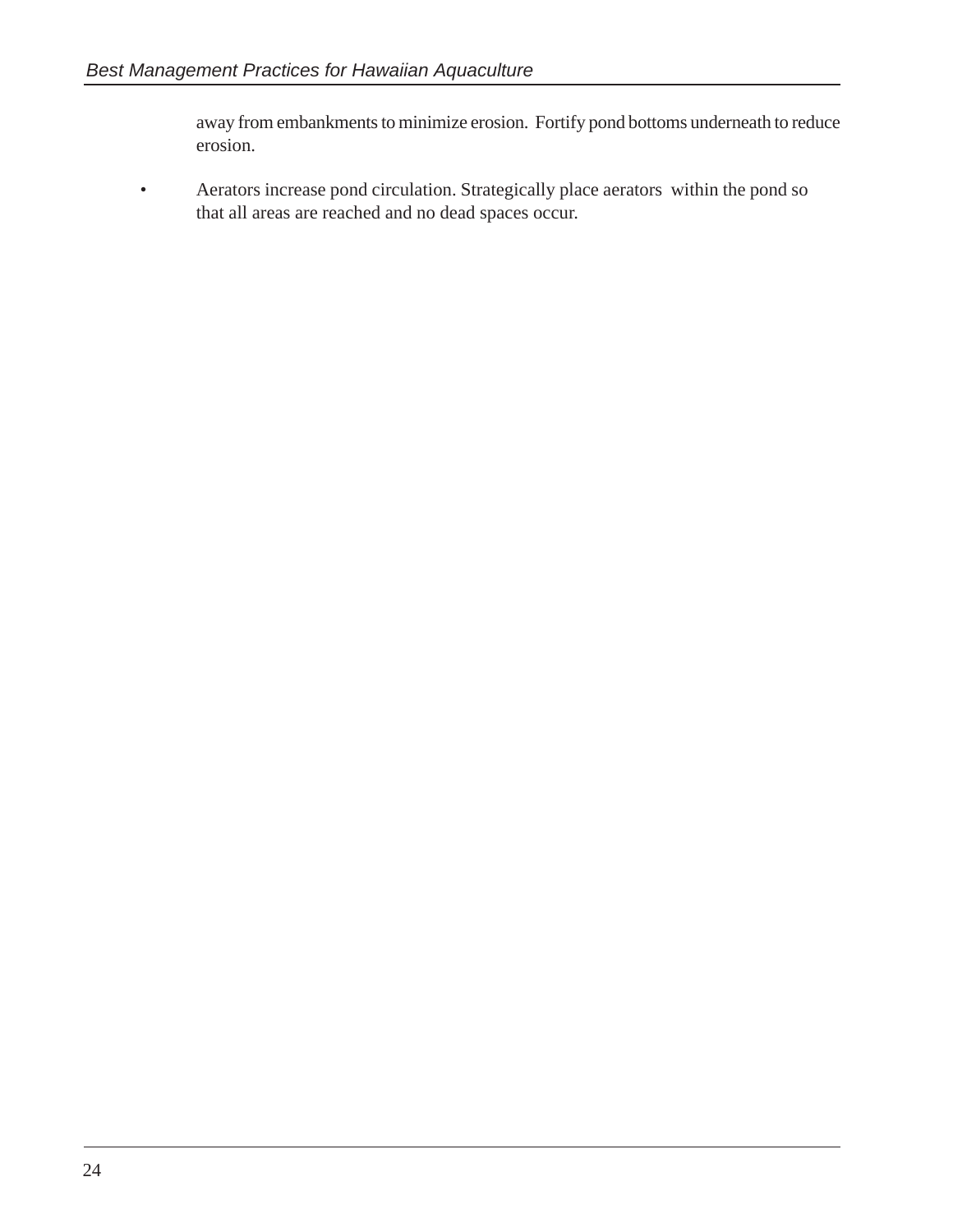away from embankments to minimize erosion. Fortify pond bottoms underneath to reduce erosion.

- Aerators increase pond circulation. Strategically place aerators within the pond so that all areas are reached and no dead spaces occur.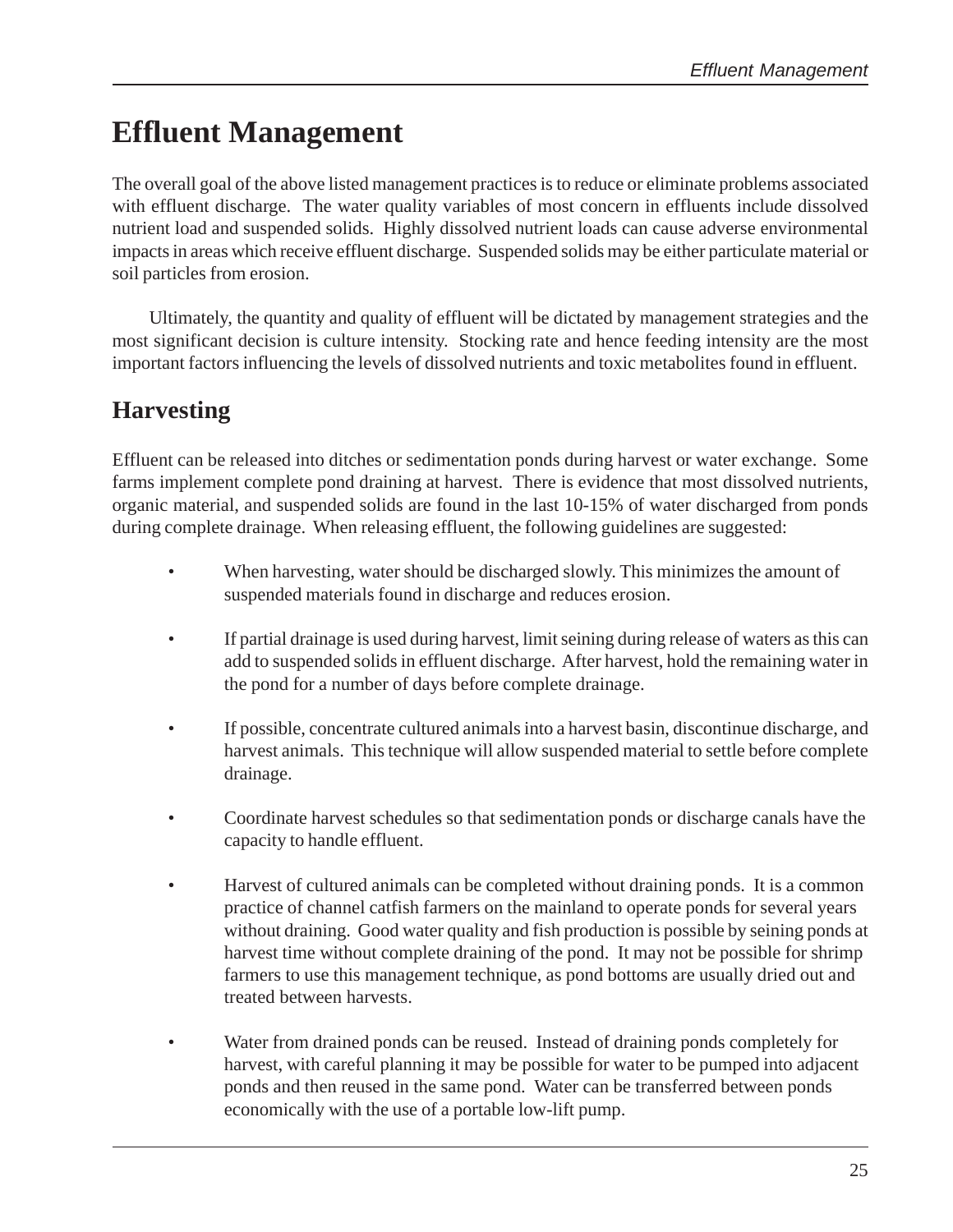# Effluent Management

The overall goal of the above listed management practices is to reduce or eliminate problems associated with effluent discharge. The water quality variables of most concern in effluents include dissolved nutrient load and suspended solids. Highly dissolved nutrient loads can cause adverse environmental impacts in areas which receive effluent discharge. Suspended solids may be either particulate material or soil particles from erosion.

Ultimately, the quantity and quality of effluent will be dictated by management strategies and the most significant decision is culture intensity. Stocking rate and hence feeding intensity are the most important factors influencing the levels of dissolved nutrients and toxic metabolites found in effluent.

## Harvesting

Effluent can be released into ditches or sedimentation ponds during harvest or water exchange. Some farms implement complete pond draining at harvest. There is evidence that most dissolved nutrients, organic material, and suspended solids are found in the last 10-15% of water discharged from ponds during complete drainage. When releasing effluent, the following guidelines are suggested:

- When harvesting, water should be discharged slowly. This minimizes the amount of suspended materials found in discharge and reduces erosion.
- If partial drainage is used during harvest, limit seining during release of waters as this can add to suspended solids in effluent discharge. After harvest, hold the remaining water in the pond for a number of days before complete drainage.
- If possible, concentrate cultured animals into a harvest basin, discontinue discharge, and harvest animals. This technique will allow suspended material to settle before complete drainage.
- Coordinate harvest schedules so that sedimentation ponds or discharge canals have the capacity to handle effluent.
- Harvest of cultured animals can be completed without draining ponds. It is a common practice of channel catfish farmers on the mainland to operate ponds for several years without draining. Good water quality and fish production is possible by seining ponds at harvest time without complete draining of the pond. It may not be possible for shrimp farmers to use this management technique, as pond bottoms are usually dried out and treated between harvests.
- Water from drained ponds can be reused. Instead of draining ponds completely for harvest, with careful planning it may be possible for water to be pumped into adjacent ponds and then reused in the same pond. Water can be transferred between ponds economically with the use of a portable low-lift pump.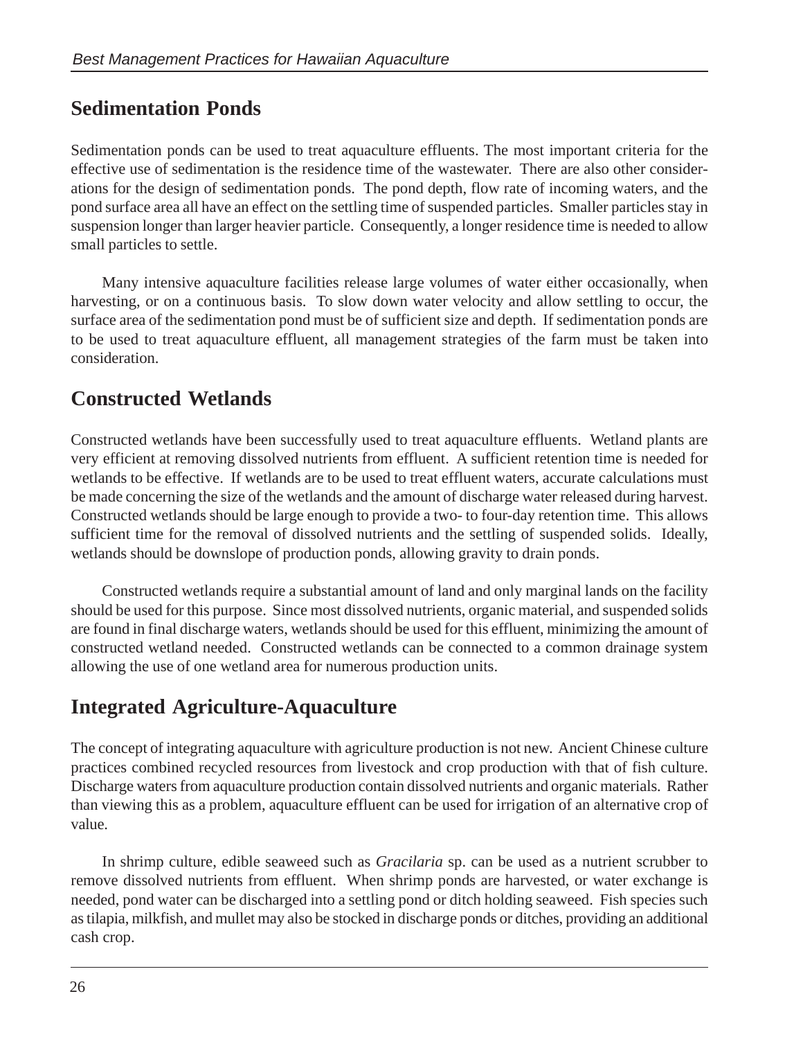## Sedimentation Ponds

Sedimentation ponds can be used to treat aquaculture effluents. The most important criteria for the effective use of sedimentation is the residence time of the wastewater. There are also other considerations for the design of sedimentation ponds. The pond depth, flow rate of incoming waters, and the pond surface area all have an effect on the settling time of suspended particles. Smaller particles stay in suspension longer than larger heavier particle. Consequently, a longer residence time is needed to allow small particles to settle.

Many intensive aquaculture facilities release large volumes of water either occasionally, when harvesting, or on a continuous basis. To slow down water velocity and allow settling to occur, the surface area of the sedimentation pond must be of sufficient size and depth. If sedimentation ponds are to be used to treat aquaculture effluent, all management strategies of the farm must be taken into consideration.

## Constructed Wetlands

Constructed wetlands have been successfully used to treat aquaculture effluents. Wetland plants are very efficient at removing dissolved nutrients from effluent. A sufficient retention time is needed for wetlands to be effective. If wetlands are to be used to treat effluent waters, accurate calculations must be made concerning the size of the wetlands and the amount of discharge water released during harvest. Constructed wetlands should be large enough to provide a two- to four-day retention time. This allows sufficient time for the removal of dissolved nutrients and the settling of suspended solids. Ideally, wetlands should be downslope of production ponds, allowing gravity to drain ponds.

Constructed wetlands require a substantial amount of land and only marginal lands on the facility should be used for this purpose. Since most dissolved nutrients, organic material, and suspended solids are found in final discharge waters, wetlands should be used for this effluent, minimizing the amount of constructed wetland needed. Constructed wetlands can be connected to a common drainage system allowing the use of one wetland area for numerous production units.

## Integrated Agriculture-Aquaculture

The concept of integrating aquaculture with agriculture production is not new. Ancient Chinese culture practices combined recycled resources from livestock and crop production with that of fish culture. Discharge waters from aquaculture production contain dissolved nutrients and organic materials. Rather than viewing this as a problem, aquaculture effluent can be used for irrigation of an alternative crop of value.

In shrimp culture, edible seaweed such as *Gracilaria* sp. can be used as a nutrient scrubber to remove dissolved nutrients from effluent. When shrimp ponds are harvested, or water exchange is needed, pond water can be discharged into a settling pond or ditch holding seaweed. Fish species such as tilapia, milkfish, and mullet may also be stocked in discharge ponds or ditches, providing an additional cash crop.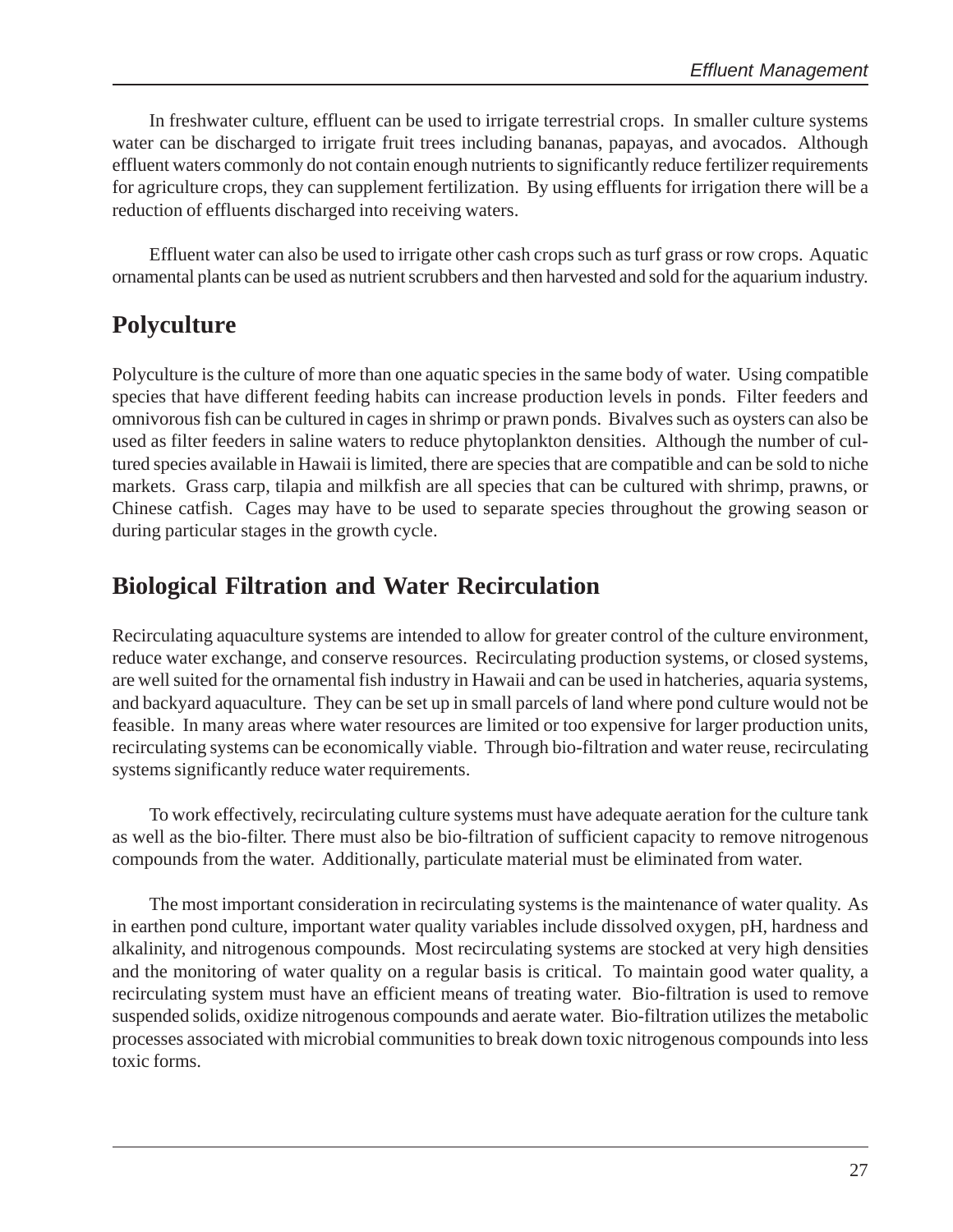In freshwater culture, effluent can be used to irrigate terrestrial crops. In smaller culture systems water can be discharged to irrigate fruit trees including bananas, papayas, and avocados. Although effluent waters commonly do not contain enough nutrients to significantly reduce fertilizer requirements for agriculture crops, they can supplement fertilization. By using effluents for irrigation there will be a reduction of effluents discharged into receiving waters.

Effluent water can also be used to irrigate other cash crops such as turf grass or row crops. Aquatic ornamental plants can be used as nutrient scrubbers and then harvested and sold for the aquarium industry.

## Polyculture

Polyculture is the culture of more than one aquatic species in the same body of water. Using compatible species that have different feeding habits can increase production levels in ponds. Filter feeders and omnivorous fish can be cultured in cages in shrimp or prawn ponds. Bivalves such as oysters can also be used as filter feeders in saline waters to reduce phytoplankton densities. Although the number of cultured species available in Hawaii is limited, there are species that are compatible and can be sold to niche markets. Grass carp, tilapia and milkfish are all species that can be cultured with shrimp, prawns, or Chinese catfish. Cages may have to be used to separate species throughout the growing season or during particular stages in the growth cycle.

## Biological Filtration and Water Recirculation

Recirculating aquaculture systems are intended to allow for greater control of the culture environment, reduce water exchange, and conserve resources. Recirculating production systems, or closed systems, are well suited for the ornamental fish industry in Hawaii and can be used in hatcheries, aquaria systems, and backyard aquaculture. They can be set up in small parcels of land where pond culture would not be feasible. In many areas where water resources are limited or too expensive for larger production units, recirculating systems can be economically viable. Through bio-filtration and water reuse, recirculating systems significantly reduce water requirements.

To work effectively, recirculating culture systems must have adequate aeration for the culture tank as well as the bio-filter. There must also be bio-filtration of sufficient capacity to remove nitrogenous compounds from the water. Additionally, particulate material must be eliminated from water.

The most important consideration in recirculating systems is the maintenance of water quality. As in earthen pond culture, important water quality variables include dissolved oxygen, pH, hardness and alkalinity, and nitrogenous compounds. Most recirculating systems are stocked at very high densities and the monitoring of water quality on a regular basis is critical. To maintain good water quality, a recirculating system must have an efficient means of treating water. Bio-filtration is used to remove suspended solids, oxidize nitrogenous compounds and aerate water. Bio-filtration utilizes the metabolic processes associated with microbial communities to break down toxic nitrogenous compounds into less toxic forms.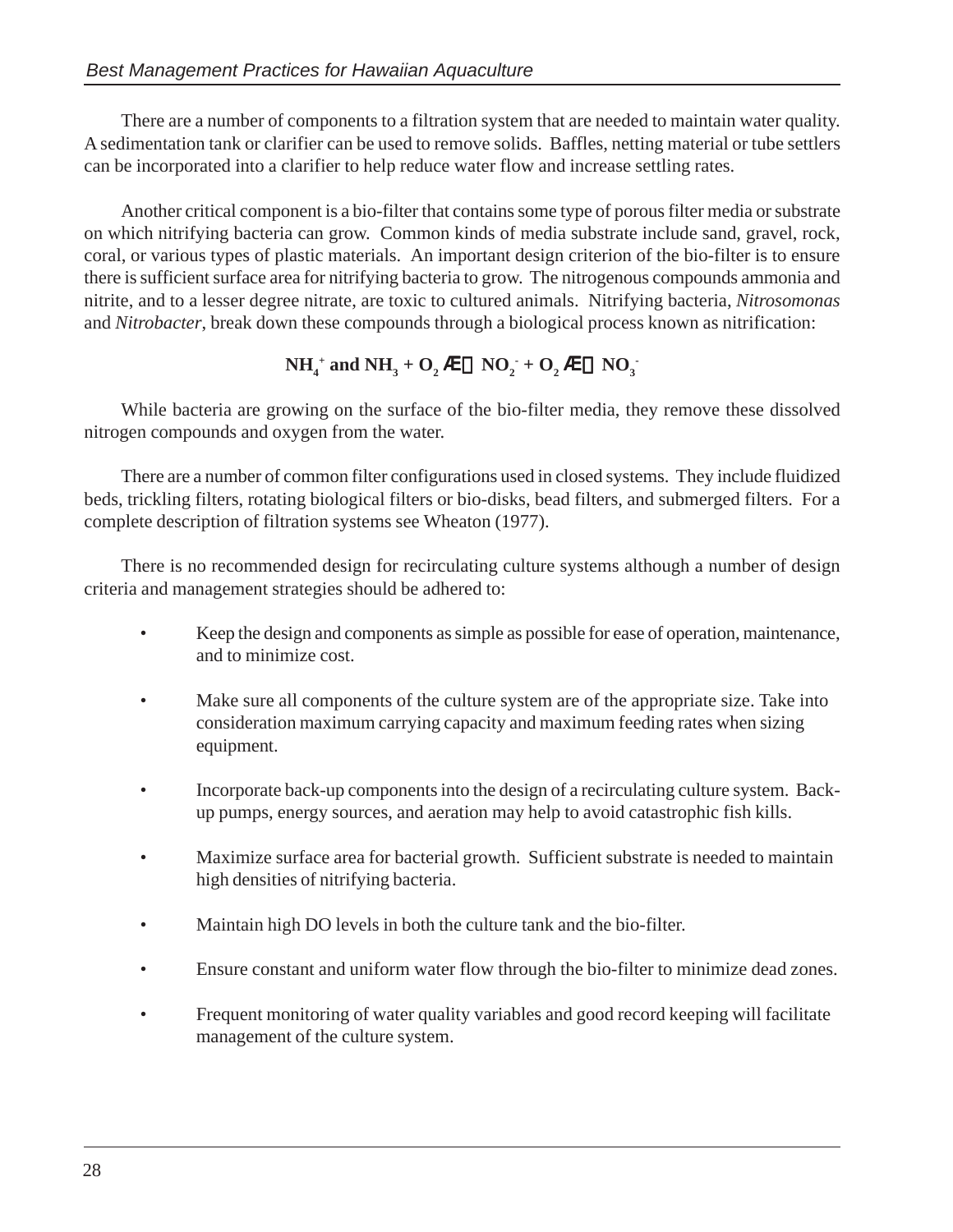There are a number of components to a filtration system that are needed to maintain water quality. A sedimentation tank or clarifier can be used to remove solids. Baffles, netting material or tube settlers can be incorporated into a clarifier to help reduce water flow and increase settling rates.

Another critical component is a bio-filter that contains some type of porous filter media or substrate on which nitrifying bacteria can grow. Common kinds of media substrate include sand, gravel, rock, coral, or various types of plastic materials. An important design criterion of the bio-filter is to ensure there is sufficient surface area for nitrifying bacteria to grow. The nitrogenous compounds ammonia and nitrite, and to a lesser degree nitrate, are toxic to cultured animals. Nitrifying bacteria, *Nitrosomonas* and *Nitrobacter*, break down these compounds through a biological process known as nitrification:

$$NH_4^+ \text{ and } NH_3 + O_2 \rightarrow NO_2^- + O_2 \rightarrow NO_3^-$$

While bacteria are growing on the surface of the bio-filter media, they remove these dissolved nitrogen compounds and oxygen from the water.

There are a number of common filter configurations used in closed systems. They include fluidized beds, trickling filters, rotating biological filters or bio-disks, bead filters, and submerged filters. For a complete description of filtration systems see Wheaton (1977).

There is no recommended design for recirculating culture systems although a number of design criteria and management strategies should be adhered to:

- Keep the design and components as simple as possible for ease of operation, maintenance, and to minimize cost.
- Make sure all components of the culture system are of the appropriate size. Take into consideration maximum carrying capacity and maximum feeding rates when sizing equipment.
- Incorporate back-up components into the design of a recirculating culture system. Back-up pumps, energy sources, and aeration may help to avoid catastrophic fish kills.
- Maximize surface area for bacterial growth. Sufficient substrate is needed to maintain high densities of nitrifying bacteria.
- Maintain high DO levels in both the culture tank and the bio-filter.
- Ensure constant and uniform water flow through the bio-filter to minimize dead zones.
- Frequent monitoring of water quality variables and good record keeping will facilitate management of the culture system.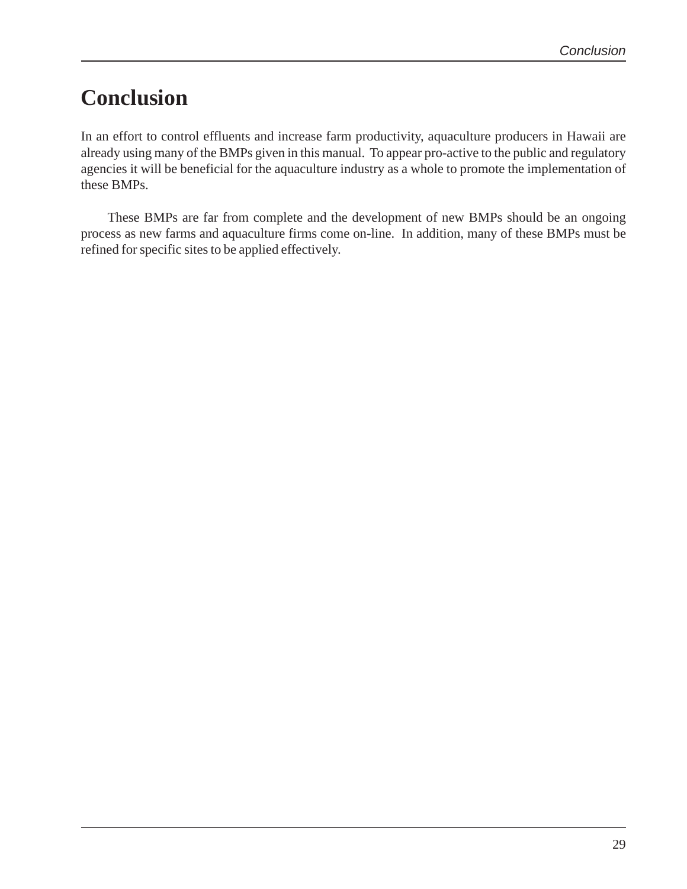# Conclusion

In an effort to control effluents and increase farm productivity, aquaculture producers in Hawaii are already using many of the BMPs given in this manual. To appear pro-active to the public and regulatory agencies it will be beneficial for the aquaculture industry as a whole to promote the implementation of these BMPs.

These BMPs are far from complete and the development of new BMPs should be an ongoing process as new farms and aquaculture firms come on-line. In addition, many of these BMPs must be refined for specific sites to be applied effectively.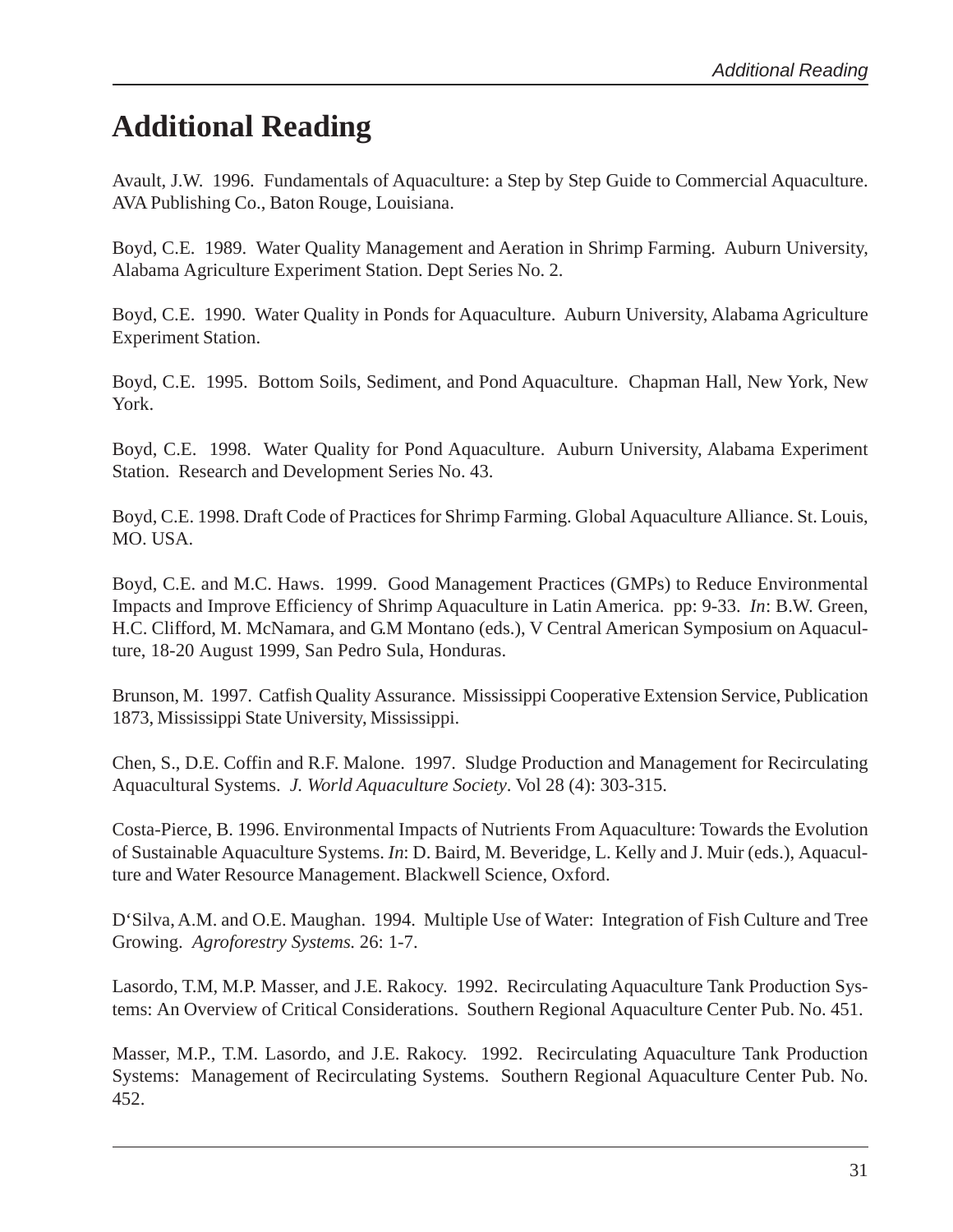# Additional Reading

Avault, J.W. 1996. Fundamentals of Aquaculture: a Step by Step Guide to Commercial Aquaculture. AVA Publishing Co., Baton Rouge, Louisiana.

Boyd, C.E. 1989. Water Quality Management and Aeration in Shrimp Farming. Auburn University, Alabama Agriculture Experiment Station. Dept Series No. 2.

Boyd, C.E. 1990. Water Quality in Ponds for Aquaculture. Auburn University, Alabama Agriculture Experiment Station.

Boyd, C.E. 1995. Bottom Soils, Sediment, and Pond Aquaculture. Chapman Hall, New York, New York.

Boyd, C.E. 1998. Water Quality for Pond Aquaculture. Auburn University, Alabama Experiment Station. Research and Development Series No. 43.

Boyd, C.E. 1998. Draft Code of Practices for Shrimp Farming. Global Aquaculture Alliance. St. Louis, MO. USA.

Boyd, C.E. and M.C. Haws. 1999. Good Management Practices (GMPs) to Reduce Environmental Impacts and Improve Efficiency of Shrimp Aquaculture in Latin America. pp: 9-33. *In*: B.W. Green, H.C. Clifford, M. McNamara, and G.M Montano (eds.), V Central American Symposium on Aquaculture, 18-20 August 1999, San Pedro Sula, Honduras.

Brunson, M. 1997. Catfish Quality Assurance. Mississippi Cooperative Extension Service, Publication 1873, Mississippi State University, Mississippi.

Chen, S., D.E. Coffin and R.F. Malone. 1997. Sludge Production and Management for Recirculating Aquacultural Systems. *J. World Aquaculture Society*. Vol 28 (4): 303-315.

Costa-Pierce, B. 1996. Environmental Impacts of Nutrients From Aquaculture: Towards the Evolution of Sustainable Aquaculture Systems. *In*: D. Baird, M. Beveridge, L. Kelly and J. Muir (eds.), Aquaculture and Water Resource Management. Blackwell Science, Oxford.

D'Silva, A.M. and O.E. Maughan. 1994. Multiple Use of Water: Integration of Fish Culture and Tree Growing. *Agroforestry Systems.* 26: 1-7.

Lasordo, T.M, M.P. Masser, and J.E. Rakocy. 1992. Recirculating Aquaculture Tank Production Systems: An Overview of Critical Considerations. Southern Regional Aquaculture Center Pub. No. 451.

Masser, M.P., T.M. Lasordo, and J.E. Rakocy. 1992. Recirculating Aquaculture Tank Production Systems: Management of Recirculating Systems. Southern Regional Aquaculture Center Pub. No. 452.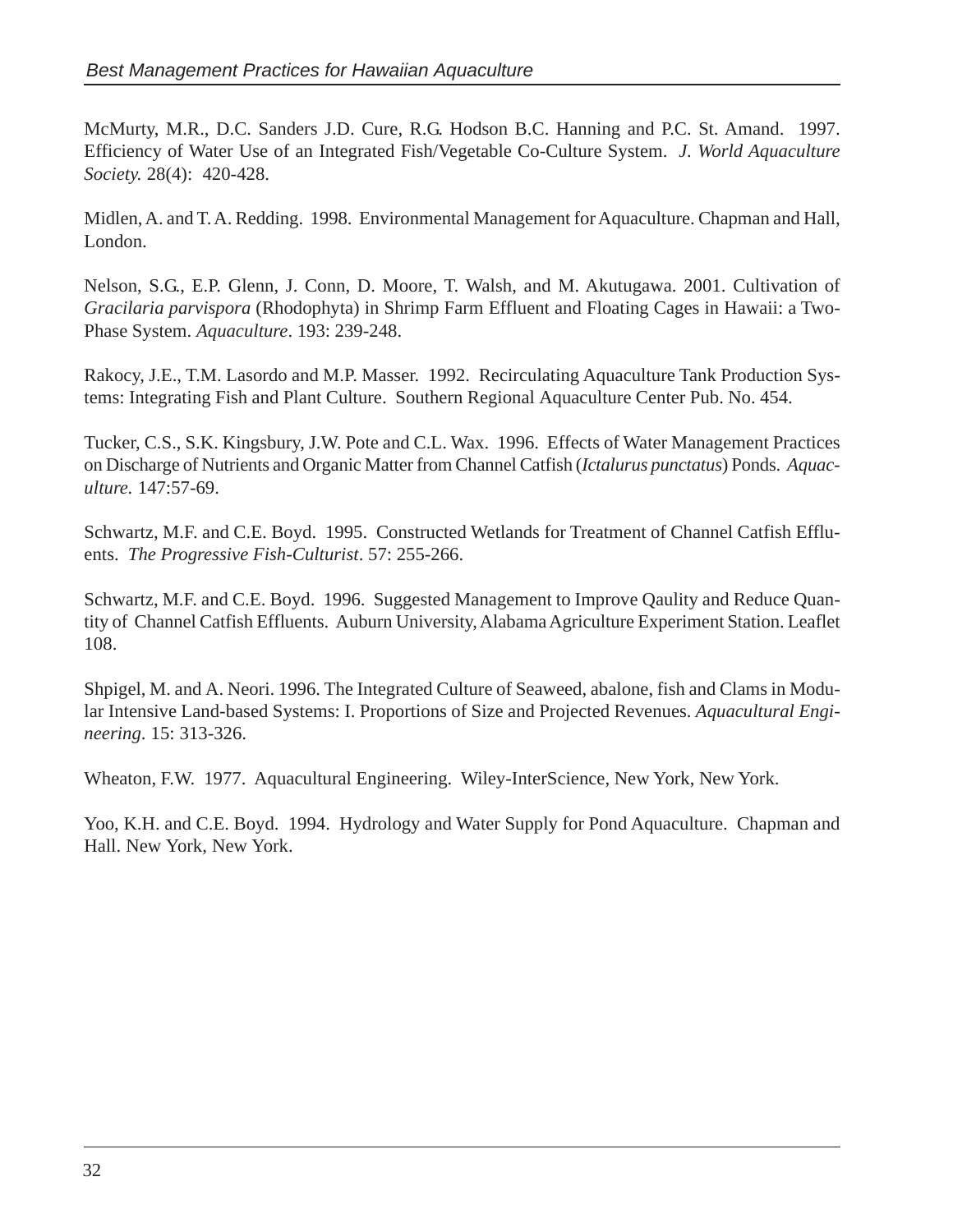McMurty, M.R., D.C. Sanders J.D. Cure, R.G. Hodson B.C. Hanning and P.C. St. Amand. 1997. Efficiency of Water Use of an Integrated Fish/Vegetable Co-Culture System. *J. World Aquaculture Society.* 28(4): 420-428.

Midlen, A. and T. A. Redding. 1998. Environmental Management for Aquaculture. Chapman and Hall, London.

Nelson, S.G., E.P. Glenn, J. Conn, D. Moore, T. Walsh, and M. Akutugawa. 2001. Cultivation of *Gracilaria parvispora* (Rhodophyta) in Shrimp Farm Effluent and Floating Cages in Hawaii: a Two-Phase System. *Aquaculture*. 193: 239-248.

Rakocy, J.E., T.M. Lasordo and M.P. Masser. 1992. Recirculating Aquaculture Tank Production Systems: Integrating Fish and Plant Culture. Southern Regional Aquaculture Center Pub. No. 454.

Tucker, C.S., S.K. Kingsbury, J.W. Pote and C.L. Wax. 1996. Effects of Water Management Practices on Discharge of Nutrients and Organic Matter from Channel Catfish (*Ictalurus punctatus*) Ponds. *Aquaculture.* 147:57-69.

Schwartz, M.F. and C.E. Boyd. 1995. Constructed Wetlands for Treatment of Channel Catfish Effluents. *The Progressive Fish-Culturist*. 57: 255-266.

Schwartz, M.F. and C.E. Boyd. 1996. Suggested Management to Improve Qaulity and Reduce Quantity of Channel Catfish Effluents. Auburn University, Alabama Agriculture Experiment Station. Leaflet 108.

Shpigel, M. and A. Neori. 1996. The Integrated Culture of Seaweed, abalone, fish and Clams in Modular Intensive Land-based Systems: I. Proportions of Size and Projected Revenues. *Aquacultural Engineering*. 15: 313-326.

Wheaton, F.W. 1977. Aquacultural Engineering. Wiley-InterScience, New York, New York.

Yoo, K.H. and C.E. Boyd. 1994. Hydrology and Water Supply for Pond Aquaculture. Chapman and Hall. New York, New York.